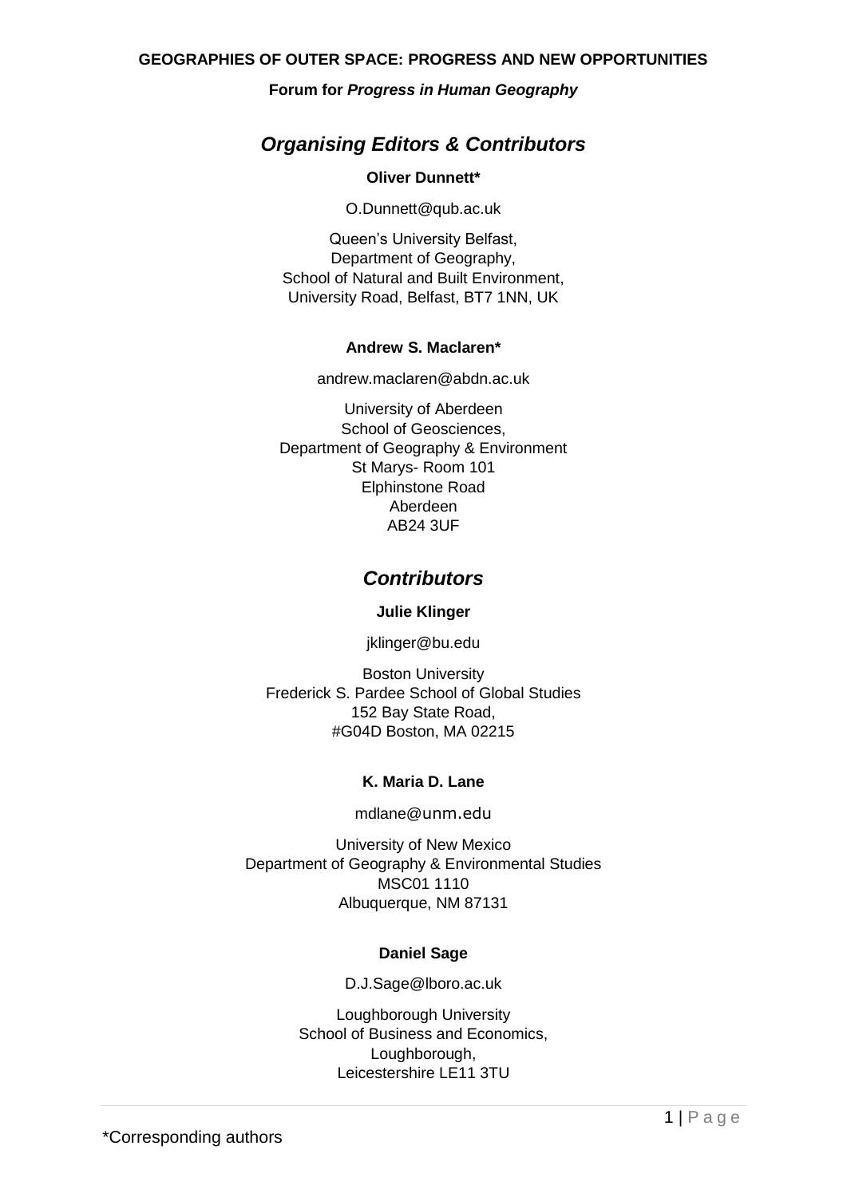**GEOGRAPHIES OF OUTER SPACE: PROGRESS AND NEW OPPORTUNITIES**

**Forum for *Progress in Human Geography***

## *Organising Editors & Contributors*

**Oliver Dunnett***

O.Dunnett@qub.ac.uk

Queen's University Belfast,
Department of Geography,
School of Natural and Built Environment,
University Road, Belfast, BT7 1NN, UK

**Andrew S. Maclaren***

andrew.maclaren@abdn.ac.uk

University of Aberdeen
School of Geosciences,
Department of Geography & Environment
St Marys- Room 101
Elphinstone Road
Aberdeen
AB24 3UF

## *Contributors*

**Julie Klinger**

jklinger@bu.edu

Boston University
Frederick S. Pardee School of Global Studies
152 Bay State Road,
#G04D Boston, MA 02215

**K. Maria D. Lane**

mdlane@unm.edu

University of New Mexico
Department of Geography & Environmental Studies
MSC01 1110
Albuquerque, NM 87131

**Daniel Sage**

D.J.Sage@lboro.ac.uk

Loughborough University
School of Business and Economics,
Loughborough,
Leicestershire LE11 3TU

*Corresponding authors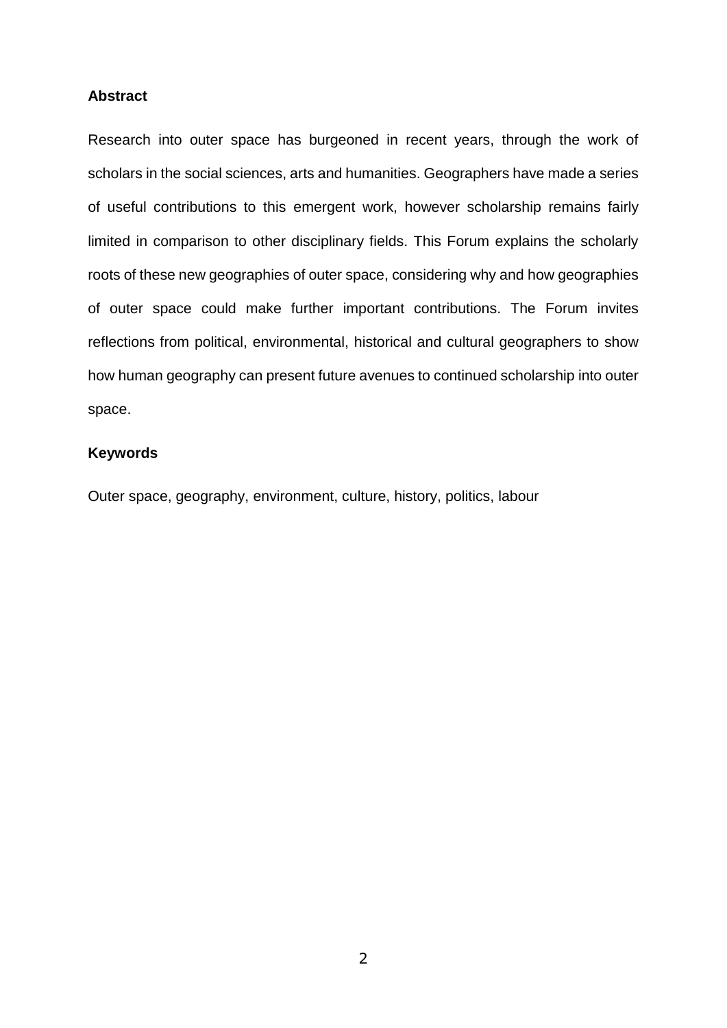## Abstract

Research into outer space has burgeoned in recent years, through the work of scholars in the social sciences, arts and humanities. Geographers have made a series of useful contributions to this emergent work, however scholarship remains fairly limited in comparison to other disciplinary fields. This Forum explains the scholarly roots of these new geographies of outer space, considering why and how geographies of outer space could make further important contributions. The Forum invites reflections from political, environmental, historical and cultural geographers to show how human geography can present future avenues to continued scholarship into outer space.

## Keywords

Outer space, geography, environment, culture, history, politics, labour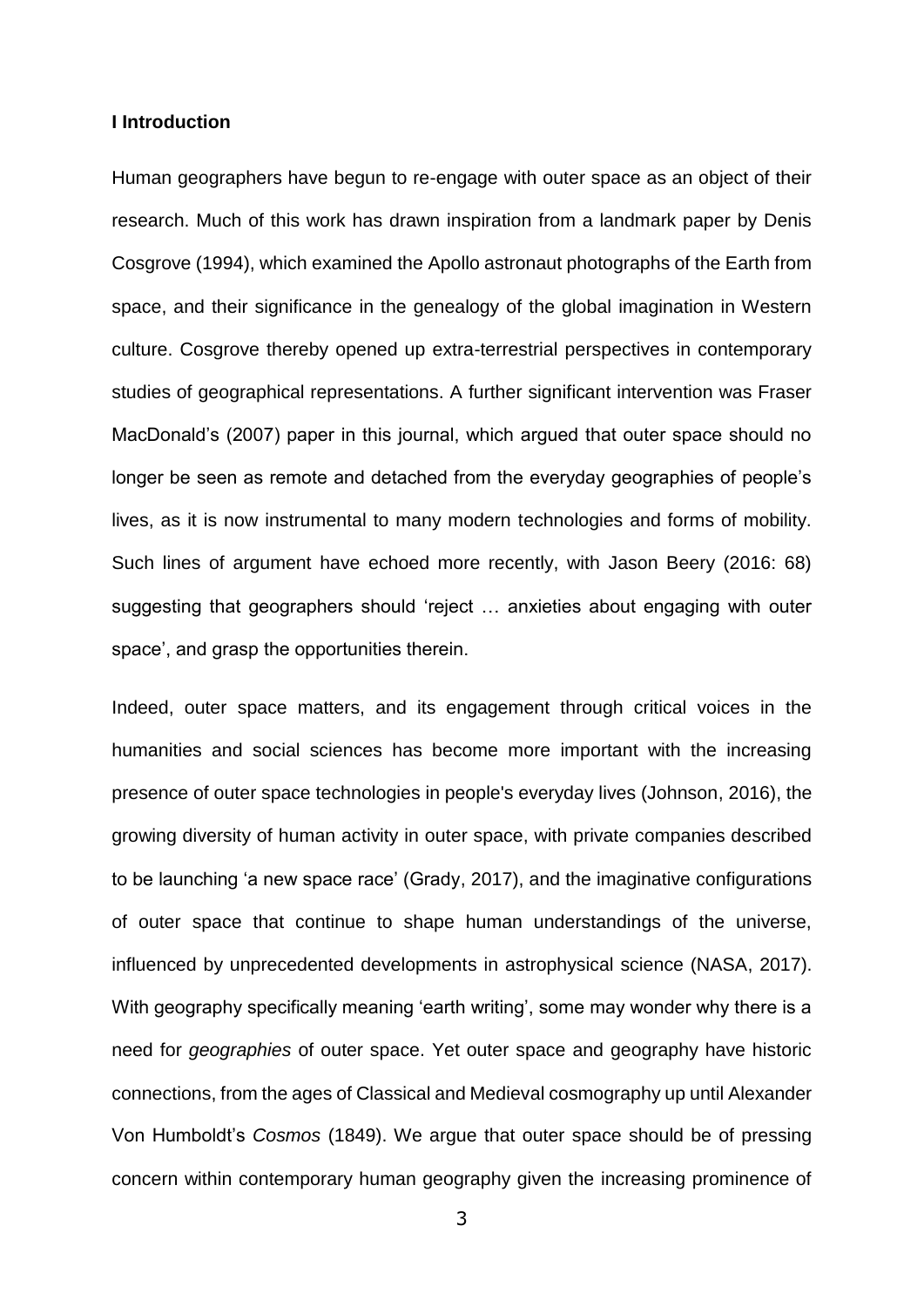## I Introduction

Human geographers have begun to re-engage with outer space as an object of their research. Much of this work has drawn inspiration from a landmark paper by Denis Cosgrove (1994), which examined the Apollo astronaut photographs of the Earth from space, and their significance in the genealogy of the global imagination in Western culture. Cosgrove thereby opened up extra-terrestrial perspectives in contemporary studies of geographical representations. A further significant intervention was Fraser MacDonald's (2007) paper in this journal, which argued that outer space should no longer be seen as remote and detached from the everyday geographies of people's lives, as it is now instrumental to many modern technologies and forms of mobility. Such lines of argument have echoed more recently, with Jason Beery (2016: 68) suggesting that geographers should 'reject … anxieties about engaging with outer space', and grasp the opportunities therein.

Indeed, outer space matters, and its engagement through critical voices in the humanities and social sciences has become more important with the increasing presence of outer space technologies in people's everyday lives (Johnson, 2016), the growing diversity of human activity in outer space, with private companies described to be launching 'a new space race' (Grady, 2017), and the imaginative configurations of outer space that continue to shape human understandings of the universe, influenced by unprecedented developments in astrophysical science (NASA, 2017). With geography specifically meaning 'earth writing', some may wonder why there is a need for *geographies* of outer space. Yet outer space and geography have historic connections, from the ages of Classical and Medieval cosmography up until Alexander Von Humboldt's *Cosmos* (1849). We argue that outer space should be of pressing concern within contemporary human geography given the increasing prominence of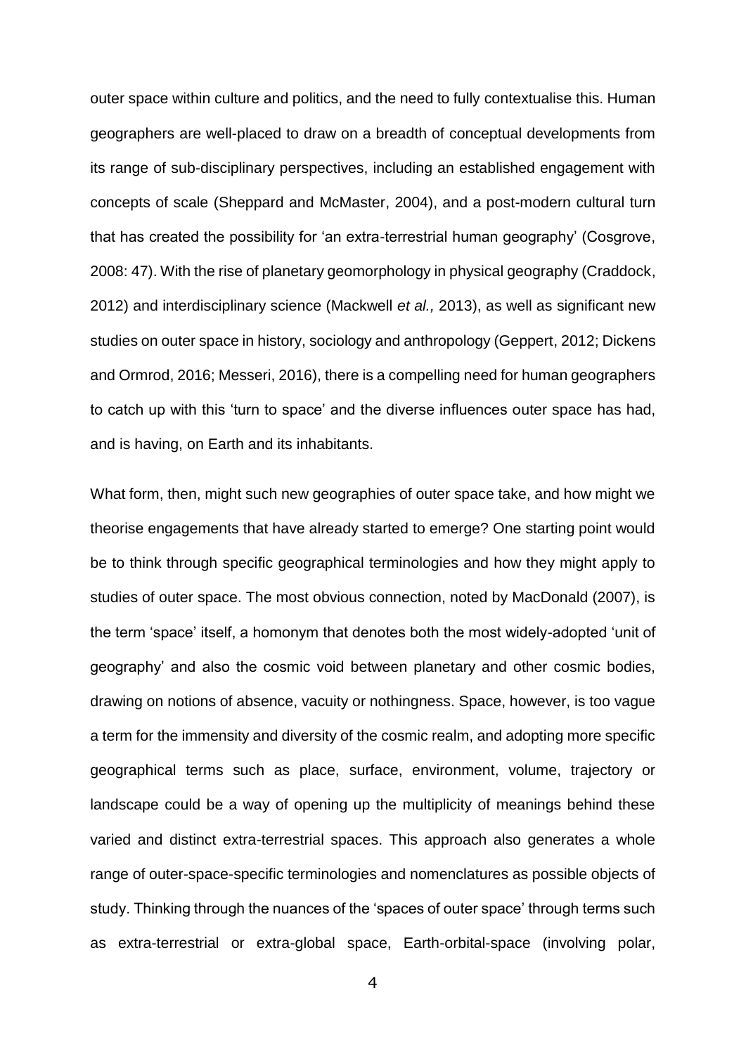outer space within culture and politics, and the need to fully contextualise this. Human geographers are well-placed to draw on a breadth of conceptual developments from its range of sub-disciplinary perspectives, including an established engagement with concepts of scale (Sheppard and McMaster, 2004), and a post-modern cultural turn that has created the possibility for 'an extra-terrestrial human geography' (Cosgrove, 2008: 47). With the rise of planetary geomorphology in physical geography (Craddock, 2012) and interdisciplinary science (Mackwell *et al.,* 2013), as well as significant new studies on outer space in history, sociology and anthropology (Geppert, 2012; Dickens and Ormrod, 2016; Messeri, 2016), there is a compelling need for human geographers to catch up with this 'turn to space' and the diverse influences outer space has had, and is having, on Earth and its inhabitants.

What form, then, might such new geographies of outer space take, and how might we theorise engagements that have already started to emerge? One starting point would be to think through specific geographical terminologies and how they might apply to studies of outer space. The most obvious connection, noted by MacDonald (2007), is the term 'space' itself, a homonym that denotes both the most widely-adopted 'unit of geography' and also the cosmic void between planetary and other cosmic bodies, drawing on notions of absence, vacuity or nothingness. Space, however, is too vague a term for the immensity and diversity of the cosmic realm, and adopting more specific geographical terms such as place, surface, environment, volume, trajectory or landscape could be a way of opening up the multiplicity of meanings behind these varied and distinct extra-terrestrial spaces. This approach also generates a whole range of outer-space-specific terminologies and nomenclatures as possible objects of study. Thinking through the nuances of the 'spaces of outer space' through terms such as extra-terrestrial or extra-global space, Earth-orbital-space (involving polar,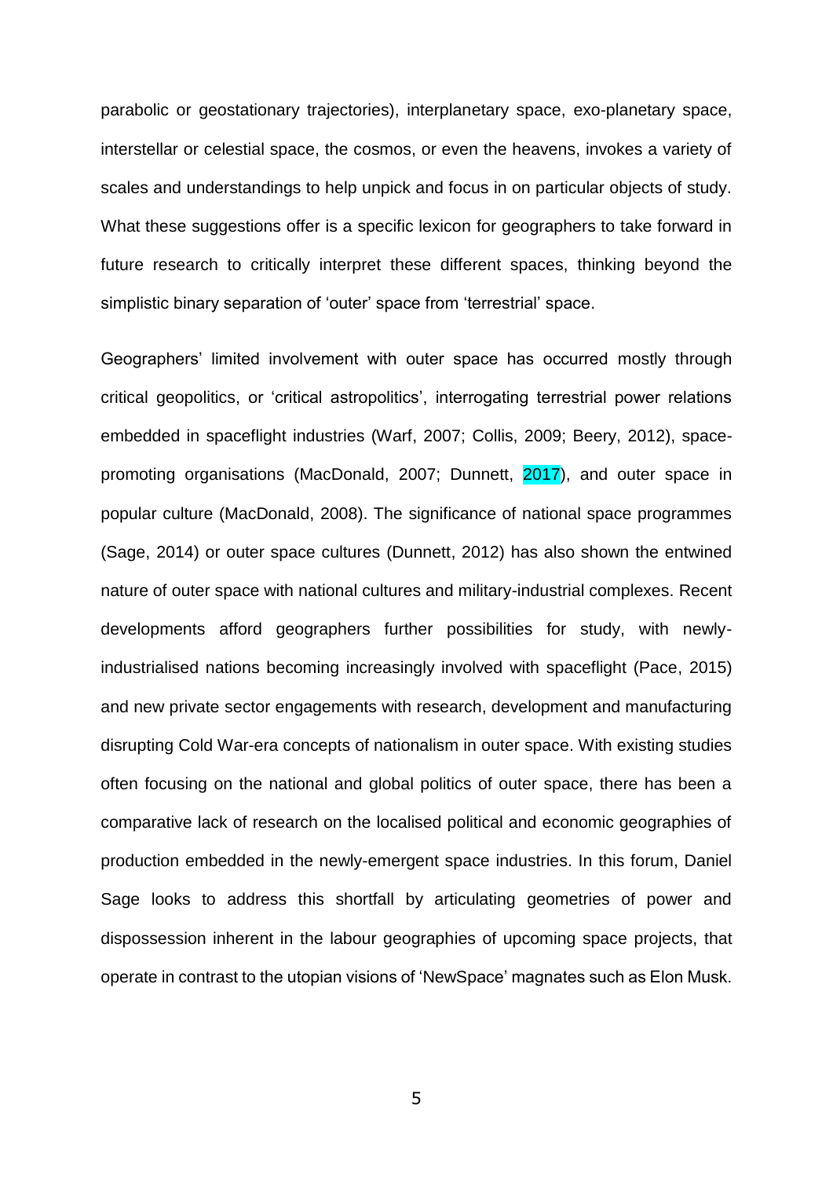parabolic or geostationary trajectories), interplanetary space, exo-planetary space, interstellar or celestial space, the cosmos, or even the heavens, invokes a variety of scales and understandings to help unpick and focus in on particular objects of study. What these suggestions offer is a specific lexicon for geographers to take forward in future research to critically interpret these different spaces, thinking beyond the simplistic binary separation of 'outer' space from 'terrestrial' space.

Geographers' limited involvement with outer space has occurred mostly through critical geopolitics, or 'critical astropolitics', interrogating terrestrial power relations embedded in spaceflight industries (Warf, 2007; Collis, 2009; Beery, 2012), space-promoting organisations (MacDonald, 2007; Dunnett, 2017), and outer space in popular culture (MacDonald, 2008). The significance of national space programmes (Sage, 2014) or outer space cultures (Dunnett, 2012) has also shown the entwined nature of outer space with national cultures and military-industrial complexes. Recent developments afford geographers further possibilities for study, with newly-industrialised nations becoming increasingly involved with spaceflight (Pace, 2015) and new private sector engagements with research, development and manufacturing disrupting Cold War-era concepts of nationalism in outer space. With existing studies often focusing on the national and global politics of outer space, there has been a comparative lack of research on the localised political and economic geographies of production embedded in the newly-emergent space industries. In this forum, Daniel Sage looks to address this shortfall by articulating geometries of power and dispossession inherent in the labour geographies of upcoming space projects, that operate in contrast to the utopian visions of 'NewSpace' magnates such as Elon Musk.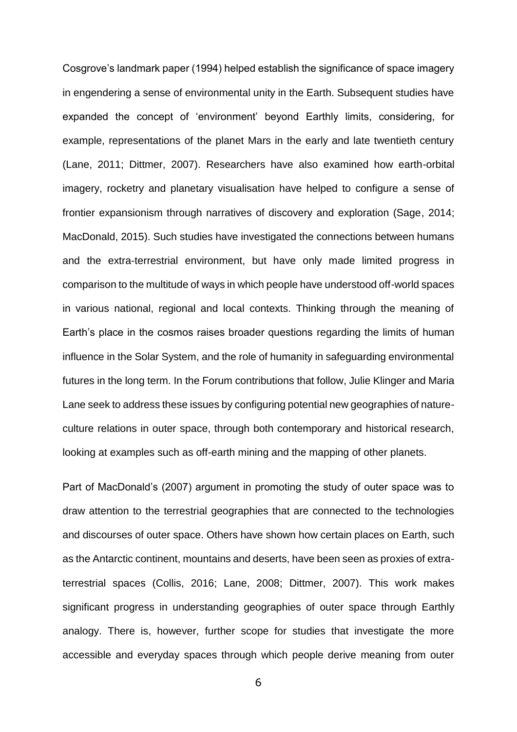Cosgrove's landmark paper (1994) helped establish the significance of space imagery in engendering a sense of environmental unity in the Earth. Subsequent studies have expanded the concept of 'environment' beyond Earthly limits, considering, for example, representations of the planet Mars in the early and late twentieth century (Lane, 2011; Dittmer, 2007). Researchers have also examined how earth-orbital imagery, rocketry and planetary visualisation have helped to configure a sense of frontier expansionism through narratives of discovery and exploration (Sage, 2014; MacDonald, 2015). Such studies have investigated the connections between humans and the extra-terrestrial environment, but have only made limited progress in comparison to the multitude of ways in which people have understood off-world spaces in various national, regional and local contexts. Thinking through the meaning of Earth's place in the cosmos raises broader questions regarding the limits of human influence in the Solar System, and the role of humanity in safeguarding environmental futures in the long term. In the Forum contributions that follow, Julie Klinger and Maria Lane seek to address these issues by configuring potential new geographies of nature-culture relations in outer space, through both contemporary and historical research, looking at examples such as off-earth mining and the mapping of other planets.

Part of MacDonald's (2007) argument in promoting the study of outer space was to draw attention to the terrestrial geographies that are connected to the technologies and discourses of outer space. Others have shown how certain places on Earth, such as the Antarctic continent, mountains and deserts, have been seen as proxies of extra-terrestrial spaces (Collis, 2016; Lane, 2008; Dittmer, 2007). This work makes significant progress in understanding geographies of outer space through Earthly analogy. There is, however, further scope for studies that investigate the more accessible and everyday spaces through which people derive meaning from outer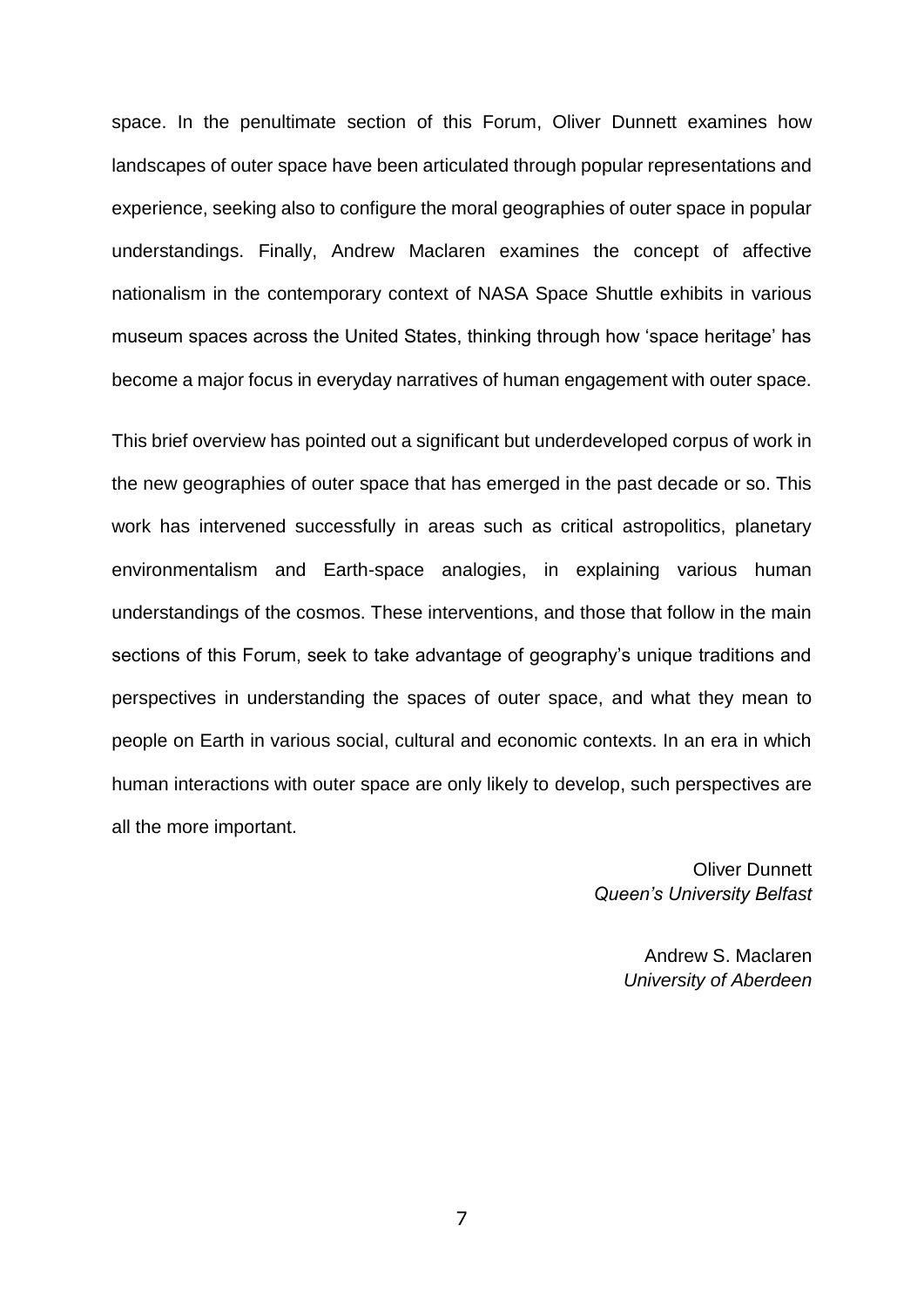space. In the penultimate section of this Forum, Oliver Dunnett examines how landscapes of outer space have been articulated through popular representations and experience, seeking also to configure the moral geographies of outer space in popular understandings. Finally, Andrew Maclaren examines the concept of affective nationalism in the contemporary context of NASA Space Shuttle exhibits in various museum spaces across the United States, thinking through how 'space heritage' has become a major focus in everyday narratives of human engagement with outer space.

This brief overview has pointed out a significant but underdeveloped corpus of work in the new geographies of outer space that has emerged in the past decade or so. This work has intervened successfully in areas such as critical astropolitics, planetary environmentalism and Earth-space analogies, in explaining various human understandings of the cosmos. These interventions, and those that follow in the main sections of this Forum, seek to take advantage of geography's unique traditions and perspectives in understanding the spaces of outer space, and what they mean to people on Earth in various social, cultural and economic contexts. In an era in which human interactions with outer space are only likely to develop, such perspectives are all the more important.

Oliver Dunnett  
*Queen's University Belfast*

Andrew S. Maclaren  
*University of Aberdeen*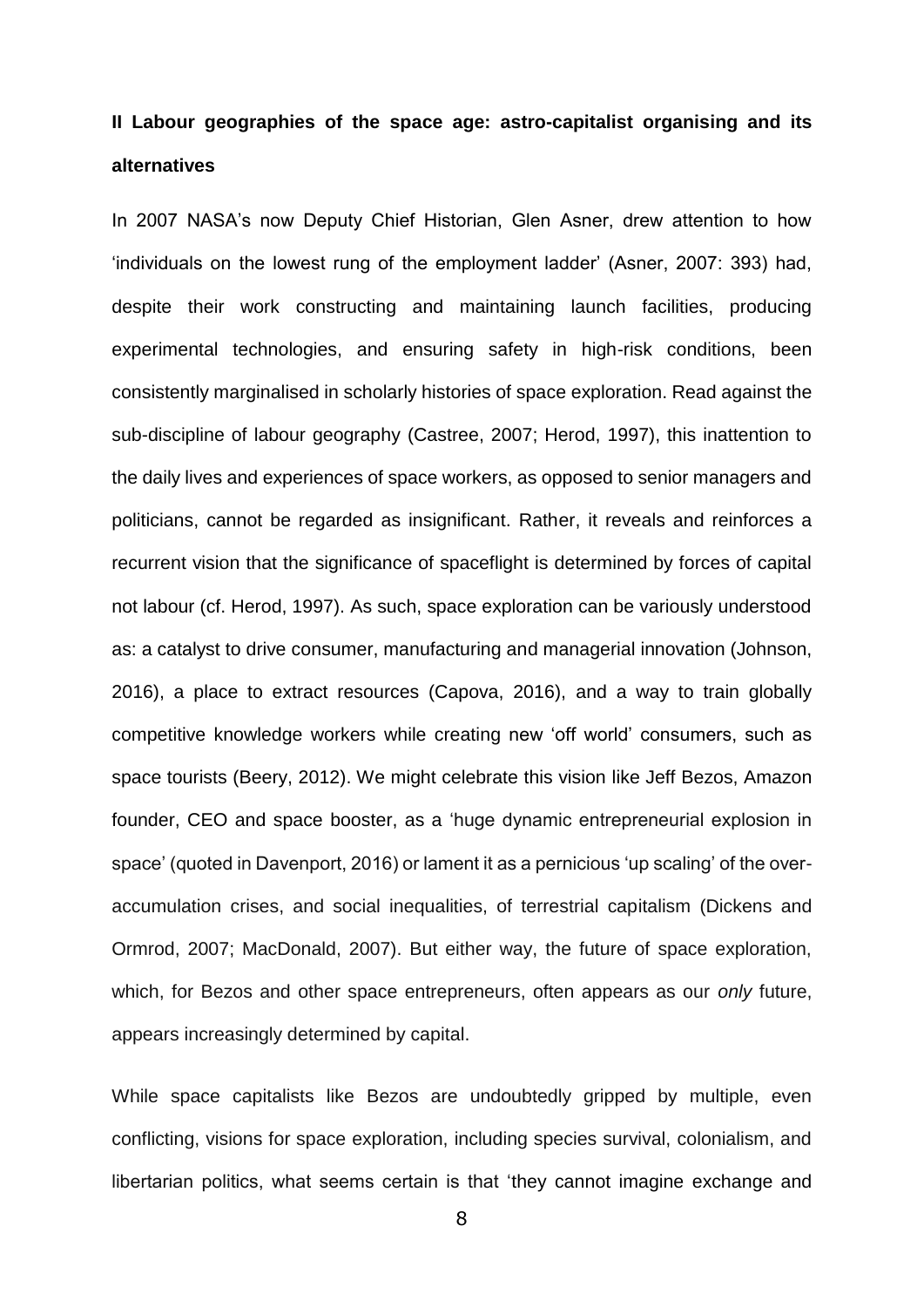## II Labour geographies of the space age: astro-capitalist organising and its alternatives

In 2007 NASA's now Deputy Chief Historian, Glen Asner, drew attention to how 'individuals on the lowest rung of the employment ladder' (Asner, 2007: 393) had, despite their work constructing and maintaining launch facilities, producing experimental technologies, and ensuring safety in high-risk conditions, been consistently marginalised in scholarly histories of space exploration. Read against the sub-discipline of labour geography (Castree, 2007; Herod, 1997), this inattention to the daily lives and experiences of space workers, as opposed to senior managers and politicians, cannot be regarded as insignificant. Rather, it reveals and reinforces a recurrent vision that the significance of spaceflight is determined by forces of capital not labour (cf. Herod, 1997). As such, space exploration can be variously understood as: a catalyst to drive consumer, manufacturing and managerial innovation (Johnson, 2016), a place to extract resources (Capova, 2016), and a way to train globally competitive knowledge workers while creating new 'off world' consumers, such as space tourists (Beery, 2012). We might celebrate this vision like Jeff Bezos, Amazon founder, CEO and space booster, as a 'huge dynamic entrepreneurial explosion in space' (quoted in Davenport, 2016) or lament it as a pernicious 'up scaling' of the over-accumulation crises, and social inequalities, of terrestrial capitalism (Dickens and Ormrod, 2007; MacDonald, 2007). But either way, the future of space exploration, which, for Bezos and other space entrepreneurs, often appears as our *only* future, appears increasingly determined by capital.

While space capitalists like Bezos are undoubtedly gripped by multiple, even conflicting, visions for space exploration, including species survival, colonialism, and libertarian politics, what seems certain is that 'they cannot imagine exchange and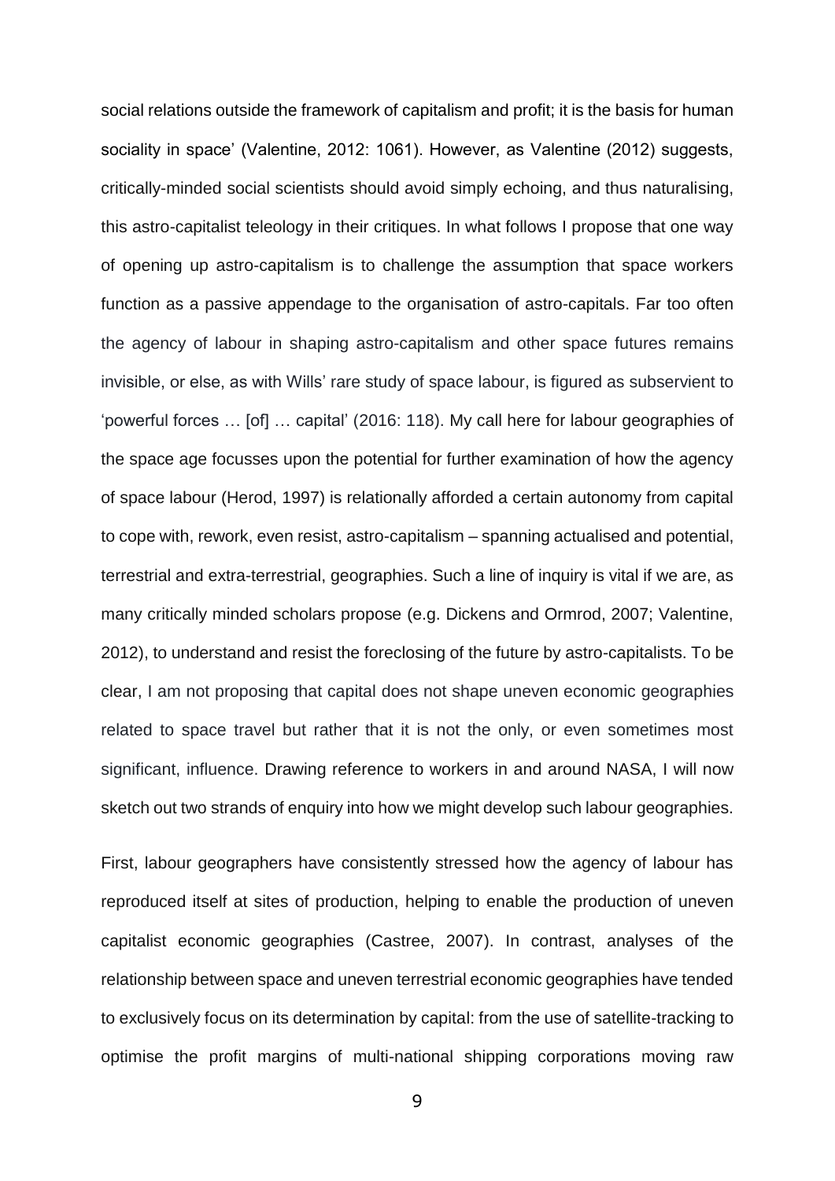social relations outside the framework of capitalism and profit; it is the basis for human sociality in space' (Valentine, 2012: 1061). However, as Valentine (2012) suggests, critically-minded social scientists should avoid simply echoing, and thus naturalising, this astro-capitalist teleology in their critiques. In what follows I propose that one way of opening up astro-capitalism is to challenge the assumption that space workers function as a passive appendage to the organisation of astro-capitals. Far too often the agency of labour in shaping astro-capitalism and other space futures remains invisible, or else, as with Wills' rare study of space labour, is figured as subservient to 'powerful forces … [of] … capital' (2016: 118). My call here for labour geographies of the space age focusses upon the potential for further examination of how the agency of space labour (Herod, 1997) is relationally afforded a certain autonomy from capital to cope with, rework, even resist, astro-capitalism – spanning actualised and potential, terrestrial and extra-terrestrial, geographies. Such a line of inquiry is vital if we are, as many critically minded scholars propose (e.g. Dickens and Ormrod, 2007; Valentine, 2012), to understand and resist the foreclosing of the future by astro-capitalists. To be clear, I am not proposing that capital does not shape uneven economic geographies related to space travel but rather that it is not the only, or even sometimes most significant, influence. Drawing reference to workers in and around NASA, I will now sketch out two strands of enquiry into how we might develop such labour geographies.

First, labour geographers have consistently stressed how the agency of labour has reproduced itself at sites of production, helping to enable the production of uneven capitalist economic geographies (Castree, 2007). In contrast, analyses of the relationship between space and uneven terrestrial economic geographies have tended to exclusively focus on its determination by capital: from the use of satellite-tracking to optimise the profit margins of multi-national shipping corporations moving raw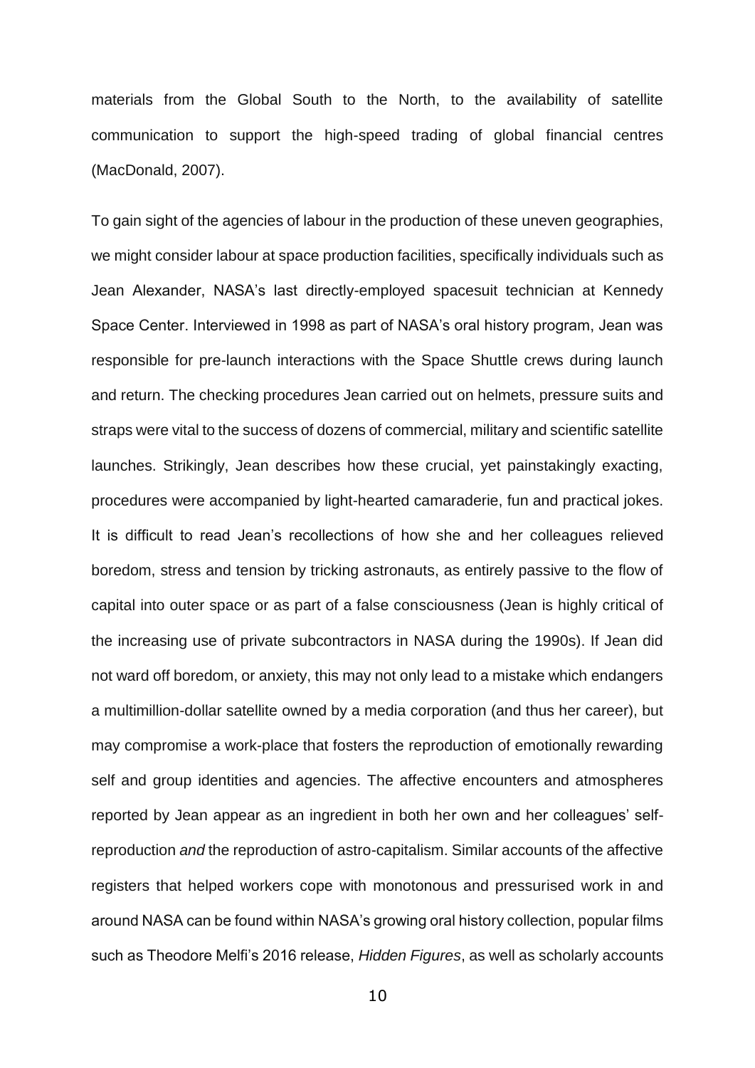materials from the Global South to the North, to the availability of satellite communication to support the high-speed trading of global financial centres (MacDonald, 2007).

To gain sight of the agencies of labour in the production of these uneven geographies, we might consider labour at space production facilities, specifically individuals such as Jean Alexander, NASA's last directly-employed spacesuit technician at Kennedy Space Center. Interviewed in 1998 as part of NASA's oral history program, Jean was responsible for pre-launch interactions with the Space Shuttle crews during launch and return. The checking procedures Jean carried out on helmets, pressure suits and straps were vital to the success of dozens of commercial, military and scientific satellite launches. Strikingly, Jean describes how these crucial, yet painstakingly exacting, procedures were accompanied by light-hearted camaraderie, fun and practical jokes. It is difficult to read Jean's recollections of how she and her colleagues relieved boredom, stress and tension by tricking astronauts, as entirely passive to the flow of capital into outer space or as part of a false consciousness (Jean is highly critical of the increasing use of private subcontractors in NASA during the 1990s). If Jean did not ward off boredom, or anxiety, this may not only lead to a mistake which endangers a multimillion-dollar satellite owned by a media corporation (and thus her career), but may compromise a work-place that fosters the reproduction of emotionally rewarding self and group identities and agencies. The affective encounters and atmospheres reported by Jean appear as an ingredient in both her own and her colleagues' self-reproduction *and* the reproduction of astro-capitalism. Similar accounts of the affective registers that helped workers cope with monotonous and pressurised work in and around NASA can be found within NASA's growing oral history collection, popular films such as Theodore Melfi's 2016 release, *Hidden Figures*, as well as scholarly accounts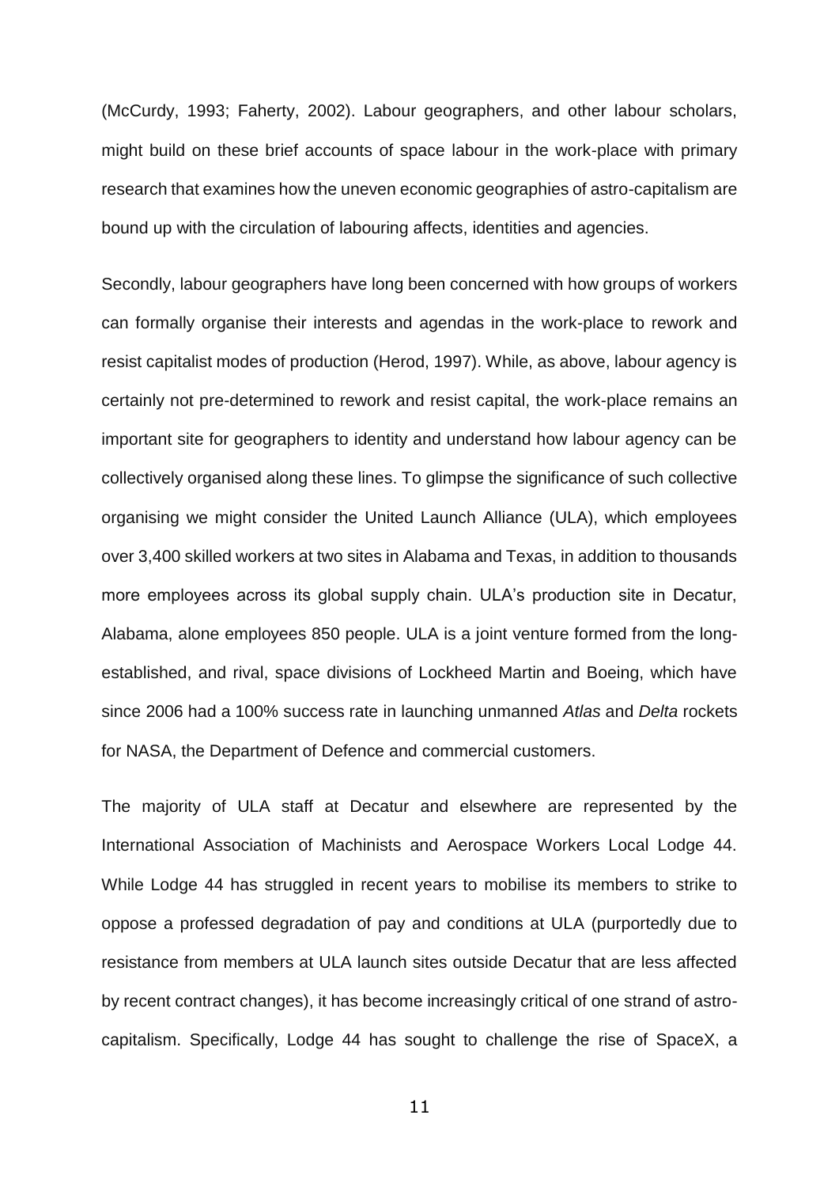(McCurdy, 1993; Faherty, 2002). Labour geographers, and other labour scholars, might build on these brief accounts of space labour in the work-place with primary research that examines how the uneven economic geographies of astro-capitalism are bound up with the circulation of labouring affects, identities and agencies.

Secondly, labour geographers have long been concerned with how groups of workers can formally organise their interests and agendas in the work-place to rework and resist capitalist modes of production (Herod, 1997). While, as above, labour agency is certainly not pre-determined to rework and resist capital, the work-place remains an important site for geographers to identity and understand how labour agency can be collectively organised along these lines. To glimpse the significance of such collective organising we might consider the United Launch Alliance (ULA), which employees over 3,400 skilled workers at two sites in Alabama and Texas, in addition to thousands more employees across its global supply chain. ULA's production site in Decatur, Alabama, alone employees 850 people. ULA is a joint venture formed from the long-established, and rival, space divisions of Lockheed Martin and Boeing, which have since 2006 had a 100% success rate in launching unmanned *Atlas* and *Delta* rockets for NASA, the Department of Defence and commercial customers.

The majority of ULA staff at Decatur and elsewhere are represented by the International Association of Machinists and Aerospace Workers Local Lodge 44. While Lodge 44 has struggled in recent years to mobilise its members to strike to oppose a professed degradation of pay and conditions at ULA (purportedly due to resistance from members at ULA launch sites outside Decatur that are less affected by recent contract changes), it has become increasingly critical of one strand of astro-capitalism. Specifically, Lodge 44 has sought to challenge the rise of SpaceX, a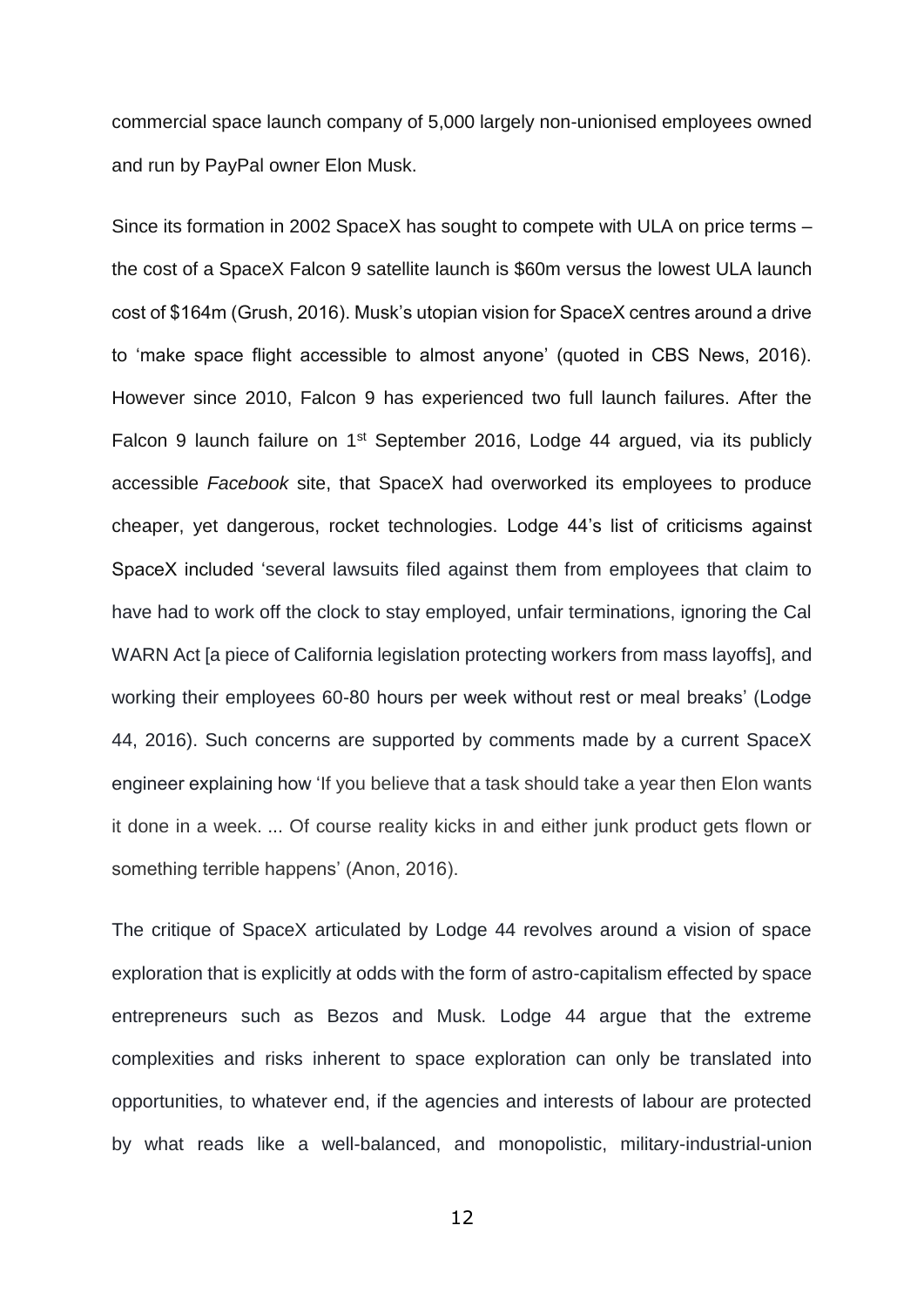commercial space launch company of 5,000 largely non-unionised employees owned and run by PayPal owner Elon Musk.

Since its formation in 2002 SpaceX has sought to compete with ULA on price terms – the cost of a SpaceX Falcon 9 satellite launch is $60m versus the lowest ULA launch cost of $164m (Grush, 2016). Musk's utopian vision for SpaceX centres around a drive to 'make space flight accessible to almost anyone' (quoted in CBS News, 2016). However since 2010, Falcon 9 has experienced two full launch failures. After the Falcon 9 launch failure on 1st September 2016, Lodge 44 argued, via its publicly accessible *Facebook* site, that SpaceX had overworked its employees to produce cheaper, yet dangerous, rocket technologies. Lodge 44's list of criticisms against SpaceX included 'several lawsuits filed against them from employees that claim to have had to work off the clock to stay employed, unfair terminations, ignoring the Cal WARN Act [a piece of California legislation protecting workers from mass layoffs], and working their employees 60-80 hours per week without rest or meal breaks' (Lodge 44, 2016). Such concerns are supported by comments made by a current SpaceX engineer explaining how 'If you believe that a task should take a year then Elon wants it done in a week. ... Of course reality kicks in and either junk product gets flown or something terrible happens' (Anon, 2016).

The critique of SpaceX articulated by Lodge 44 revolves around a vision of space exploration that is explicitly at odds with the form of astro-capitalism effected by space entrepreneurs such as Bezos and Musk. Lodge 44 argue that the extreme complexities and risks inherent to space exploration can only be translated into opportunities, to whatever end, if the agencies and interests of labour are protected by what reads like a well-balanced, and monopolistic, military-industrial-union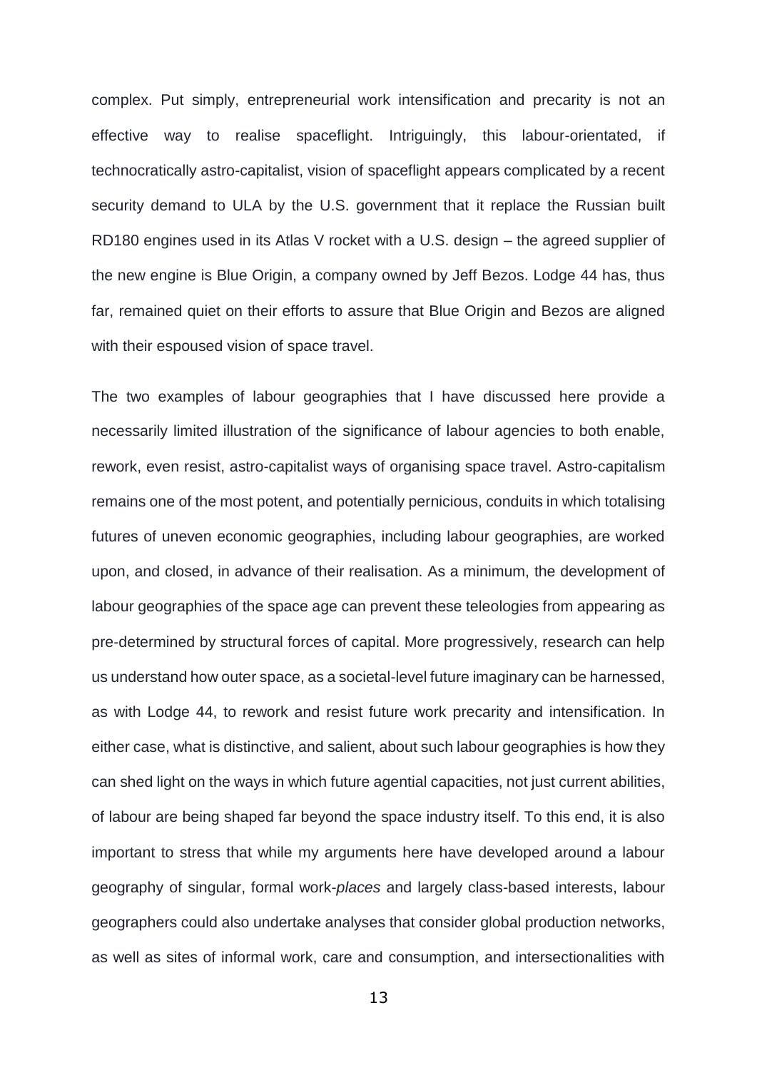complex. Put simply, entrepreneurial work intensification and precarity is not an effective way to realise spaceflight. Intriguingly, this labour-orientated, if technocratically astro-capitalist, vision of spaceflight appears complicated by a recent security demand to ULA by the U.S. government that it replace the Russian built RD180 engines used in its Atlas V rocket with a U.S. design – the agreed supplier of the new engine is Blue Origin, a company owned by Jeff Bezos. Lodge 44 has, thus far, remained quiet on their efforts to assure that Blue Origin and Bezos are aligned with their espoused vision of space travel.

The two examples of labour geographies that I have discussed here provide a necessarily limited illustration of the significance of labour agencies to both enable, rework, even resist, astro-capitalist ways of organising space travel. Astro-capitalism remains one of the most potent, and potentially pernicious, conduits in which totalising futures of uneven economic geographies, including labour geographies, are worked upon, and closed, in advance of their realisation. As a minimum, the development of labour geographies of the space age can prevent these teleologies from appearing as pre-determined by structural forces of capital. More progressively, research can help us understand how outer space, as a societal-level future imaginary can be harnessed, as with Lodge 44, to rework and resist future work precarity and intensification. In either case, what is distinctive, and salient, about such labour geographies is how they can shed light on the ways in which future agential capacities, not just current abilities, of labour are being shaped far beyond the space industry itself. To this end, it is also important to stress that while my arguments here have developed around a labour geography of singular, formal work-*places* and largely class-based interests, labour geographers could also undertake analyses that consider global production networks, as well as sites of informal work, care and consumption, and intersectionalities with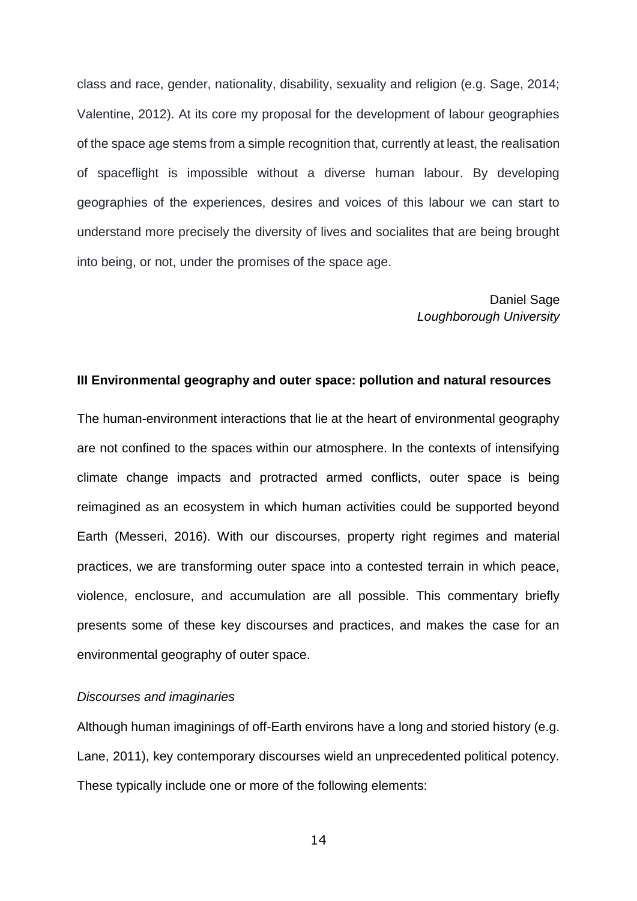class and race, gender, nationality, disability, sexuality and religion (e.g. Sage, 2014; Valentine, 2012). At its core my proposal for the development of labour geographies of the space age stems from a simple recognition that, currently at least, the realisation of spaceflight is impossible without a diverse human labour. By developing geographies of the experiences, desires and voices of this labour we can start to understand more precisely the diversity of lives and socialites that are being brought into being, or not, under the promises of the space age.

Daniel Sage
*Loughborough University*

**III Environmental geography and outer space: pollution and natural resources**

The human-environment interactions that lie at the heart of environmental geography are not confined to the spaces within our atmosphere. In the contexts of intensifying climate change impacts and protracted armed conflicts, outer space is being reimagined as an ecosystem in which human activities could be supported beyond Earth (Messeri, 2016). With our discourses, property right regimes and material practices, we are transforming outer space into a contested terrain in which peace, violence, enclosure, and accumulation are all possible. This commentary briefly presents some of these key discourses and practices, and makes the case for an environmental geography of outer space.

*Discourses and imaginaries*

Although human imaginings of off-Earth environs have a long and storied history (e.g. Lane, 2011), key contemporary discourses wield an unprecedented political potency. These typically include one or more of the following elements: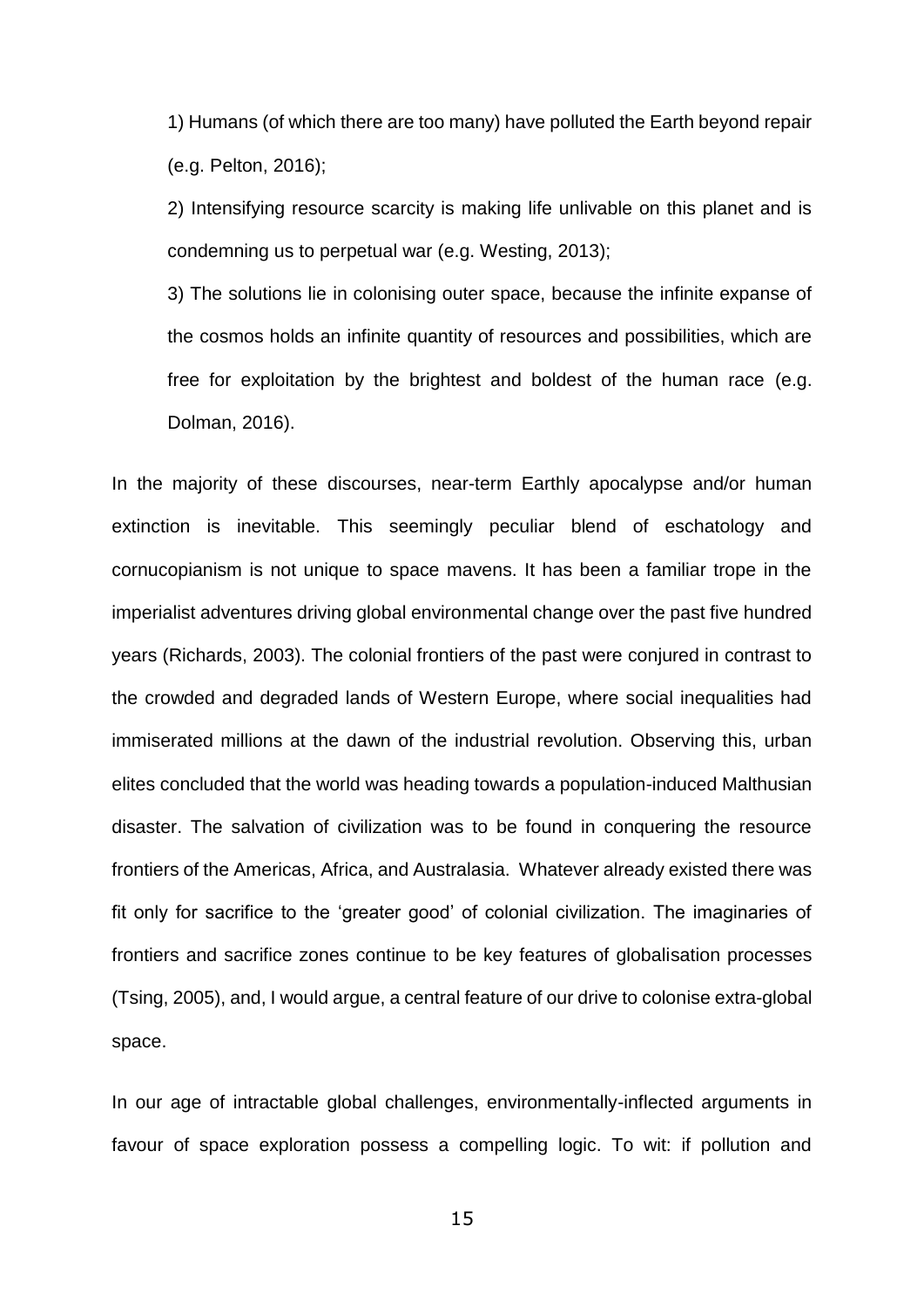1) Humans (of which there are too many) have polluted the Earth beyond repair (e.g. Pelton, 2016);

2) Intensifying resource scarcity is making life unlivable on this planet and is condemning us to perpetual war (e.g. Westing, 2013);

3) The solutions lie in colonising outer space, because the infinite expanse of the cosmos holds an infinite quantity of resources and possibilities, which are free for exploitation by the brightest and boldest of the human race (e.g. Dolman, 2016).

In the majority of these discourses, near-term Earthly apocalypse and/or human extinction is inevitable. This seemingly peculiar blend of eschatology and cornucopianism is not unique to space mavens. It has been a familiar trope in the imperialist adventures driving global environmental change over the past five hundred years (Richards, 2003). The colonial frontiers of the past were conjured in contrast to the crowded and degraded lands of Western Europe, where social inequalities had immiserated millions at the dawn of the industrial revolution. Observing this, urban elites concluded that the world was heading towards a population-induced Malthusian disaster. The salvation of civilization was to be found in conquering the resource frontiers of the Americas, Africa, and Australasia. Whatever already existed there was fit only for sacrifice to the 'greater good' of colonial civilization. The imaginaries of frontiers and sacrifice zones continue to be key features of globalisation processes (Tsing, 2005), and, I would argue, a central feature of our drive to colonise extra-global space.

In our age of intractable global challenges, environmentally-inflected arguments in favour of space exploration possess a compelling logic. To wit: if pollution and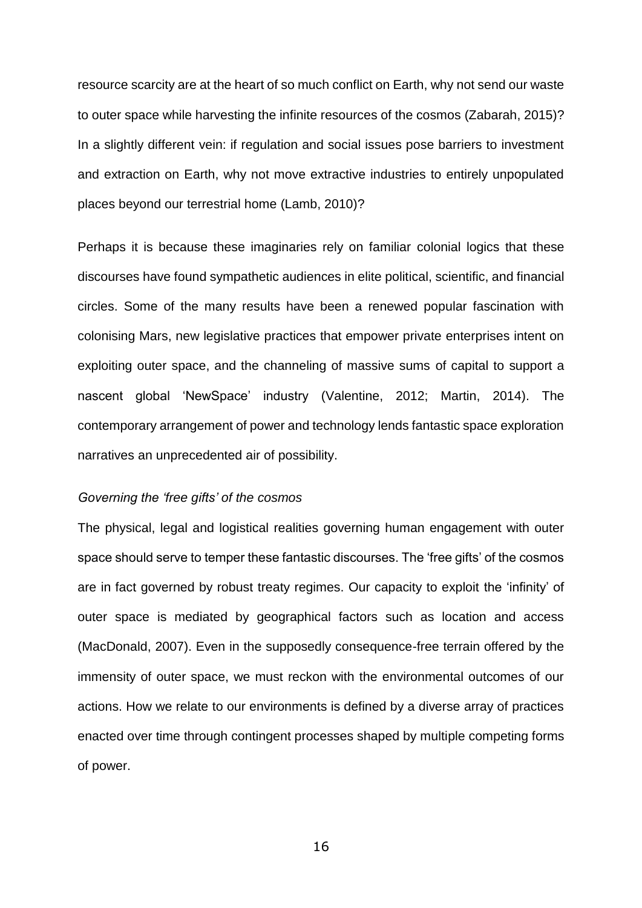resource scarcity are at the heart of so much conflict on Earth, why not send our waste to outer space while harvesting the infinite resources of the cosmos (Zabarah, 2015)? In a slightly different vein: if regulation and social issues pose barriers to investment and extraction on Earth, why not move extractive industries to entirely unpopulated places beyond our terrestrial home (Lamb, 2010)?

Perhaps it is because these imaginaries rely on familiar colonial logics that these discourses have found sympathetic audiences in elite political, scientific, and financial circles. Some of the many results have been a renewed popular fascination with colonising Mars, new legislative practices that empower private enterprises intent on exploiting outer space, and the channeling of massive sums of capital to support a nascent global 'NewSpace' industry (Valentine, 2012; Martin, 2014). The contemporary arrangement of power and technology lends fantastic space exploration narratives an unprecedented air of possibility.

*Governing the 'free gifts' of the cosmos*

The physical, legal and logistical realities governing human engagement with outer space should serve to temper these fantastic discourses. The 'free gifts' of the cosmos are in fact governed by robust treaty regimes. Our capacity to exploit the 'infinity' of outer space is mediated by geographical factors such as location and access (MacDonald, 2007). Even in the supposedly consequence-free terrain offered by the immensity of outer space, we must reckon with the environmental outcomes of our actions. How we relate to our environments is defined by a diverse array of practices enacted over time through contingent processes shaped by multiple competing forms of power.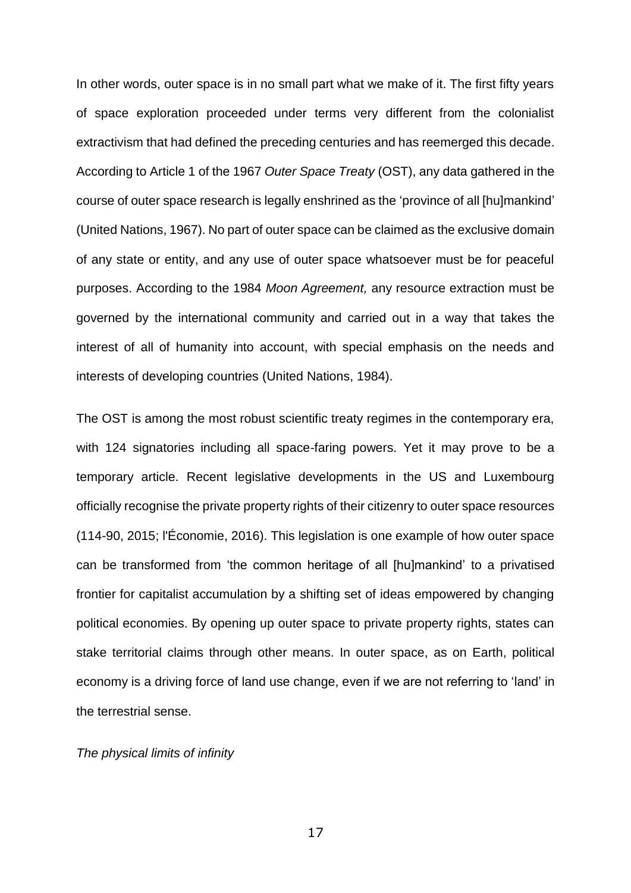In other words, outer space is in no small part what we make of it. The first fifty years of space exploration proceeded under terms very different from the colonialist extractivism that had defined the preceding centuries and has reemerged this decade. According to Article 1 of the 1967 *Outer Space Treaty* (OST), any data gathered in the course of outer space research is legally enshrined as the 'province of all [hu]mankind' (United Nations, 1967). No part of outer space can be claimed as the exclusive domain of any state or entity, and any use of outer space whatsoever must be for peaceful purposes. According to the 1984 *Moon Agreement,* any resource extraction must be governed by the international community and carried out in a way that takes the interest of all of humanity into account, with special emphasis on the needs and interests of developing countries (United Nations, 1984).

The OST is among the most robust scientific treaty regimes in the contemporary era, with 124 signatories including all space-faring powers. Yet it may prove to be a temporary article. Recent legislative developments in the US and Luxembourg officially recognise the private property rights of their citizenry to outer space resources (114-90, 2015; l'Économie, 2016). This legislation is one example of how outer space can be transformed from 'the common heritage of all [hu]mankind' to a privatised frontier for capitalist accumulation by a shifting set of ideas empowered by changing political economies. By opening up outer space to private property rights, states can stake territorial claims through other means. In outer space, as on Earth, political economy is a driving force of land use change, even if we are not referring to 'land' in the terrestrial sense.

*The physical limits of infinity*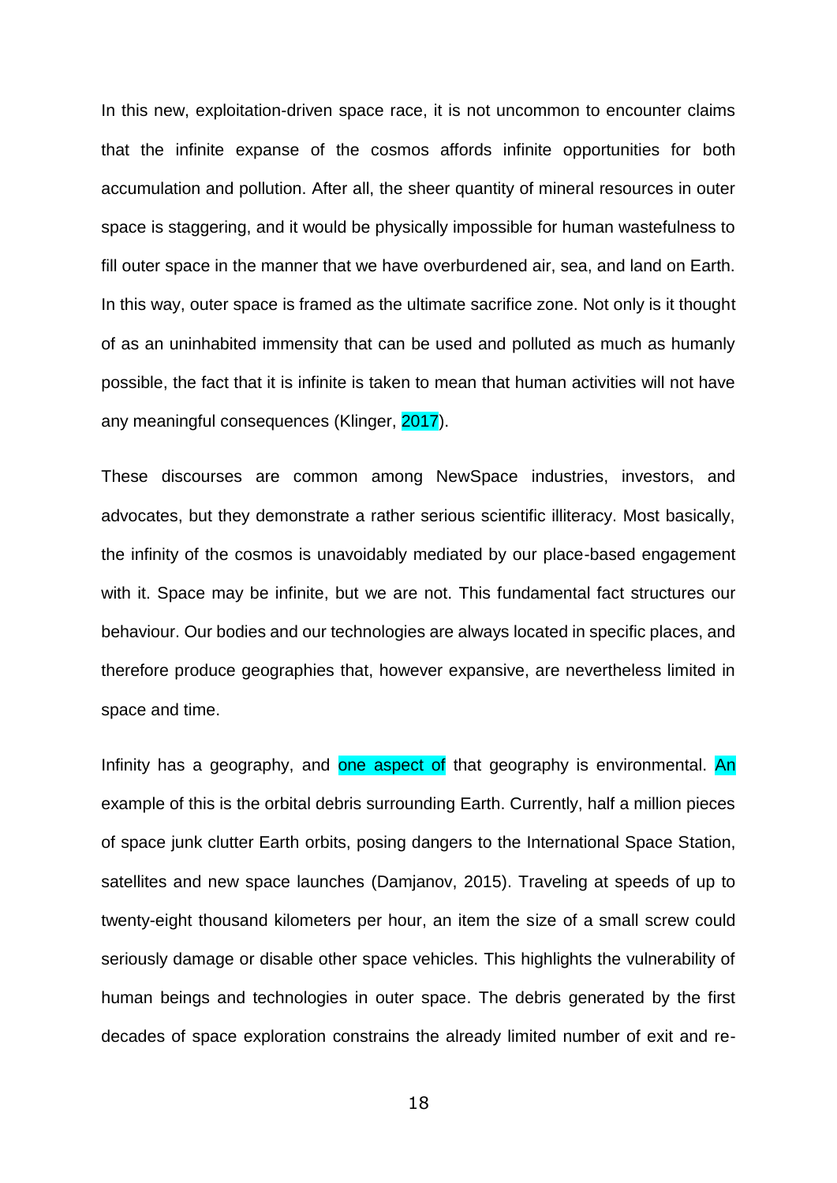In this new, exploitation-driven space race, it is not uncommon to encounter claims that the infinite expanse of the cosmos affords infinite opportunities for both accumulation and pollution. After all, the sheer quantity of mineral resources in outer space is staggering, and it would be physically impossible for human wastefulness to fill outer space in the manner that we have overburdened air, sea, and land on Earth. In this way, outer space is framed as the ultimate sacrifice zone. Not only is it thought of as an uninhabited immensity that can be used and polluted as much as humanly possible, the fact that it is infinite is taken to mean that human activities will not have any meaningful consequences (Klinger, 2017).

These discourses are common among NewSpace industries, investors, and advocates, but they demonstrate a rather serious scientific illiteracy. Most basically, the infinity of the cosmos is unavoidably mediated by our place-based engagement with it. Space may be infinite, but we are not. This fundamental fact structures our behaviour. Our bodies and our technologies are always located in specific places, and therefore produce geographies that, however expansive, are nevertheless limited in space and time.

Infinity has a geography, and one aspect of that geography is environmental. An example of this is the orbital debris surrounding Earth. Currently, half a million pieces of space junk clutter Earth orbits, posing dangers to the International Space Station, satellites and new space launches (Damjanov, 2015). Traveling at speeds of up to twenty-eight thousand kilometers per hour, an item the size of a small screw could seriously damage or disable other space vehicles. This highlights the vulnerability of human beings and technologies in outer space. The debris generated by the first decades of space exploration constrains the already limited number of exit and re-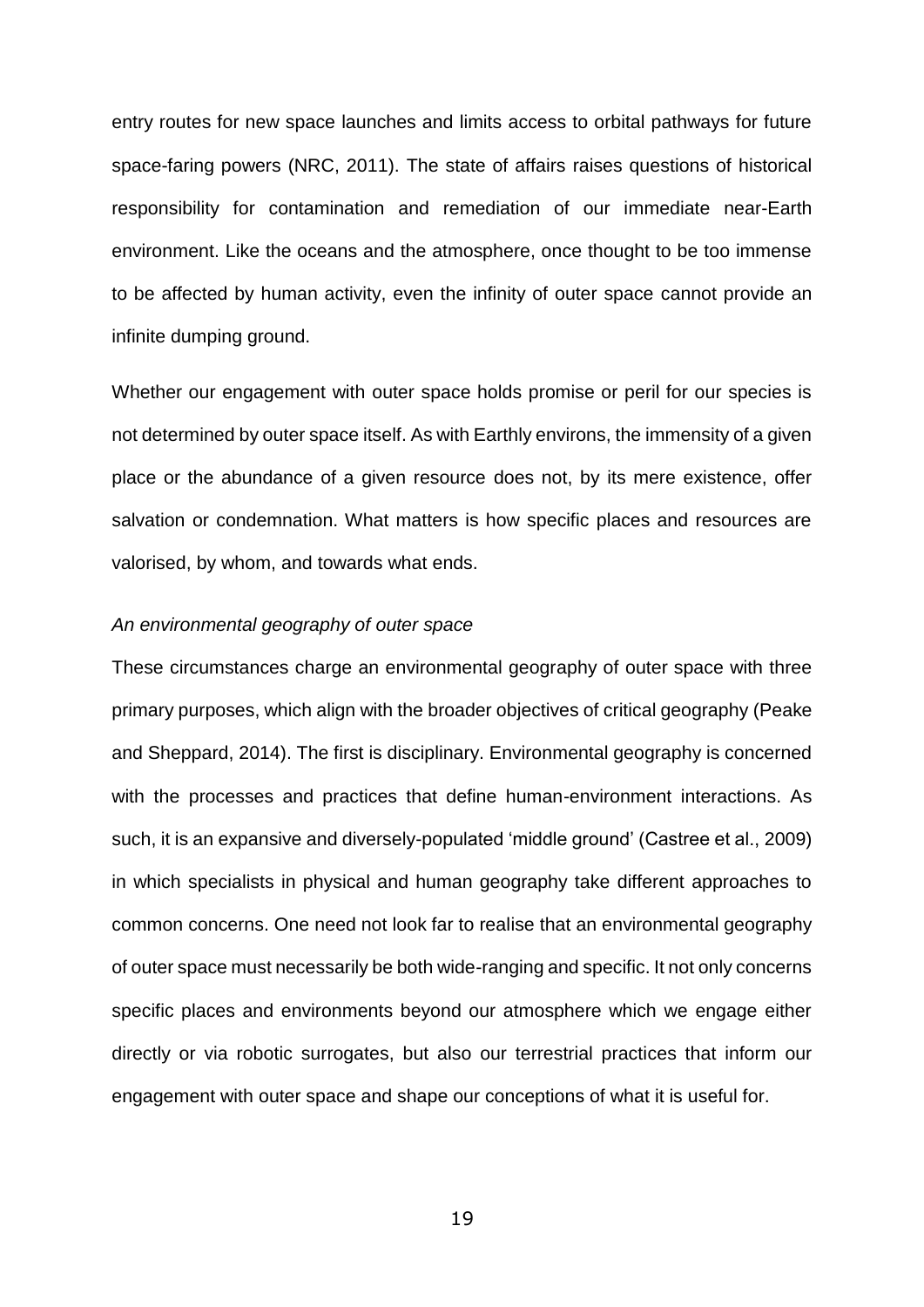entry routes for new space launches and limits access to orbital pathways for future space-faring powers (NRC, 2011). The state of affairs raises questions of historical responsibility for contamination and remediation of our immediate near-Earth environment. Like the oceans and the atmosphere, once thought to be too immense to be affected by human activity, even the infinity of outer space cannot provide an infinite dumping ground.

Whether our engagement with outer space holds promise or peril for our species is not determined by outer space itself. As with Earthly environs, the immensity of a given place or the abundance of a given resource does not, by its mere existence, offer salvation or condemnation. What matters is how specific places and resources are valorised, by whom, and towards what ends.

*An environmental geography of outer space*

These circumstances charge an environmental geography of outer space with three primary purposes, which align with the broader objectives of critical geography (Peake and Sheppard, 2014). The first is disciplinary. Environmental geography is concerned with the processes and practices that define human-environment interactions. As such, it is an expansive and diversely-populated 'middle ground' (Castree et al., 2009) in which specialists in physical and human geography take different approaches to common concerns. One need not look far to realise that an environmental geography of outer space must necessarily be both wide-ranging and specific. It not only concerns specific places and environments beyond our atmosphere which we engage either directly or via robotic surrogates, but also our terrestrial practices that inform our engagement with outer space and shape our conceptions of what it is useful for.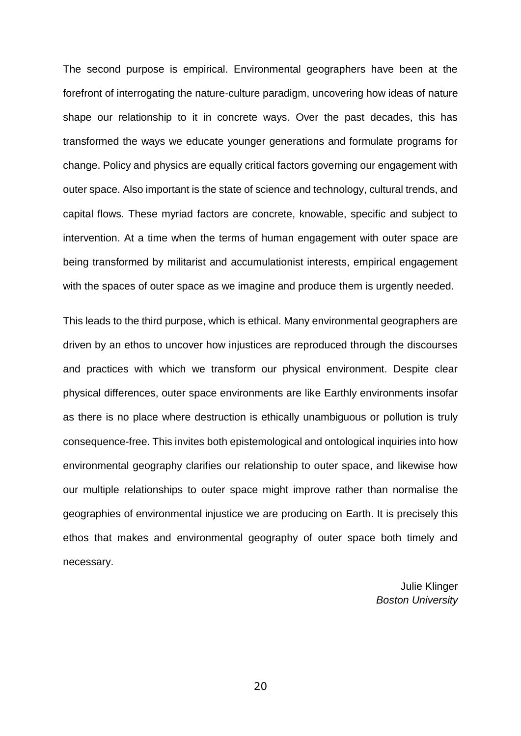The second purpose is empirical. Environmental geographers have been at the forefront of interrogating the nature-culture paradigm, uncovering how ideas of nature shape our relationship to it in concrete ways. Over the past decades, this has transformed the ways we educate younger generations and formulate programs for change. Policy and physics are equally critical factors governing our engagement with outer space. Also important is the state of science and technology, cultural trends, and capital flows. These myriad factors are concrete, knowable, specific and subject to intervention. At a time when the terms of human engagement with outer space are being transformed by militarist and accumulationist interests, empirical engagement with the spaces of outer space as we imagine and produce them is urgently needed.

This leads to the third purpose, which is ethical. Many environmental geographers are driven by an ethos to uncover how injustices are reproduced through the discourses and practices with which we transform our physical environment. Despite clear physical differences, outer space environments are like Earthly environments insofar as there is no place where destruction is ethically unambiguous or pollution is truly consequence-free. This invites both epistemological and ontological inquiries into how environmental geography clarifies our relationship to outer space, and likewise how our multiple relationships to outer space might improve rather than normalise the geographies of environmental injustice we are producing on Earth. It is precisely this ethos that makes and environmental geography of outer space both timely and necessary.

Julie Klinger
*Boston University*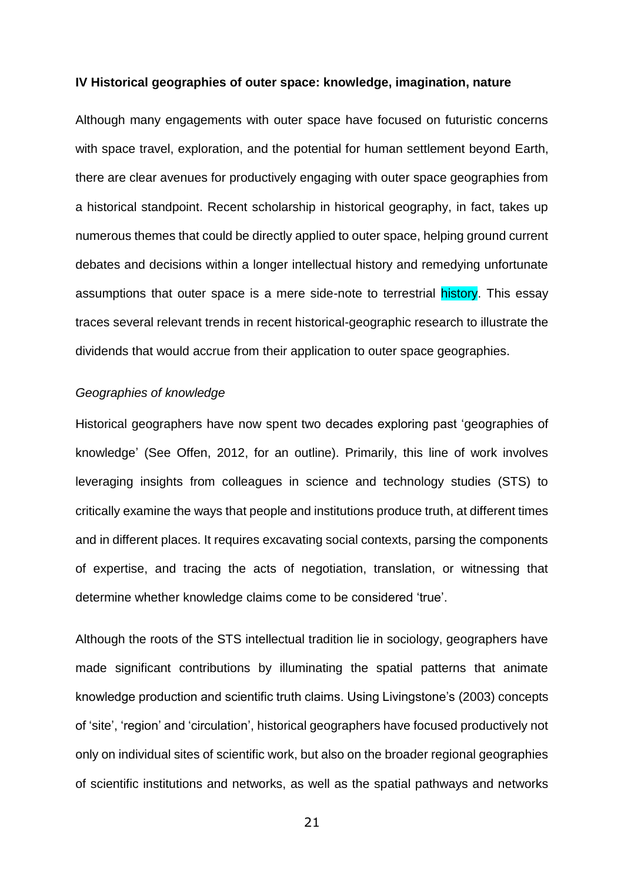## IV Historical geographies of outer space: knowledge, imagination, nature

Although many engagements with outer space have focused on futuristic concerns with space travel, exploration, and the potential for human settlement beyond Earth, there are clear avenues for productively engaging with outer space geographies from a historical standpoint. Recent scholarship in historical geography, in fact, takes up numerous themes that could be directly applied to outer space, helping ground current debates and decisions within a longer intellectual history and remedying unfortunate assumptions that outer space is a mere side-note to terrestrial history. This essay traces several relevant trends in recent historical-geographic research to illustrate the dividends that would accrue from their application to outer space geographies.

### *Geographies of knowledge*

Historical geographers have now spent two decades exploring past 'geographies of knowledge' (See Offen, 2012, for an outline). Primarily, this line of work involves leveraging insights from colleagues in science and technology studies (STS) to critically examine the ways that people and institutions produce truth, at different times and in different places. It requires excavating social contexts, parsing the components of expertise, and tracing the acts of negotiation, translation, or witnessing that determine whether knowledge claims come to be considered 'true'.

Although the roots of the STS intellectual tradition lie in sociology, geographers have made significant contributions by illuminating the spatial patterns that animate knowledge production and scientific truth claims. Using Livingstone's (2003) concepts of 'site', 'region' and 'circulation', historical geographers have focused productively not only on individual sites of scientific work, but also on the broader regional geographies of scientific institutions and networks, as well as the spatial pathways and networks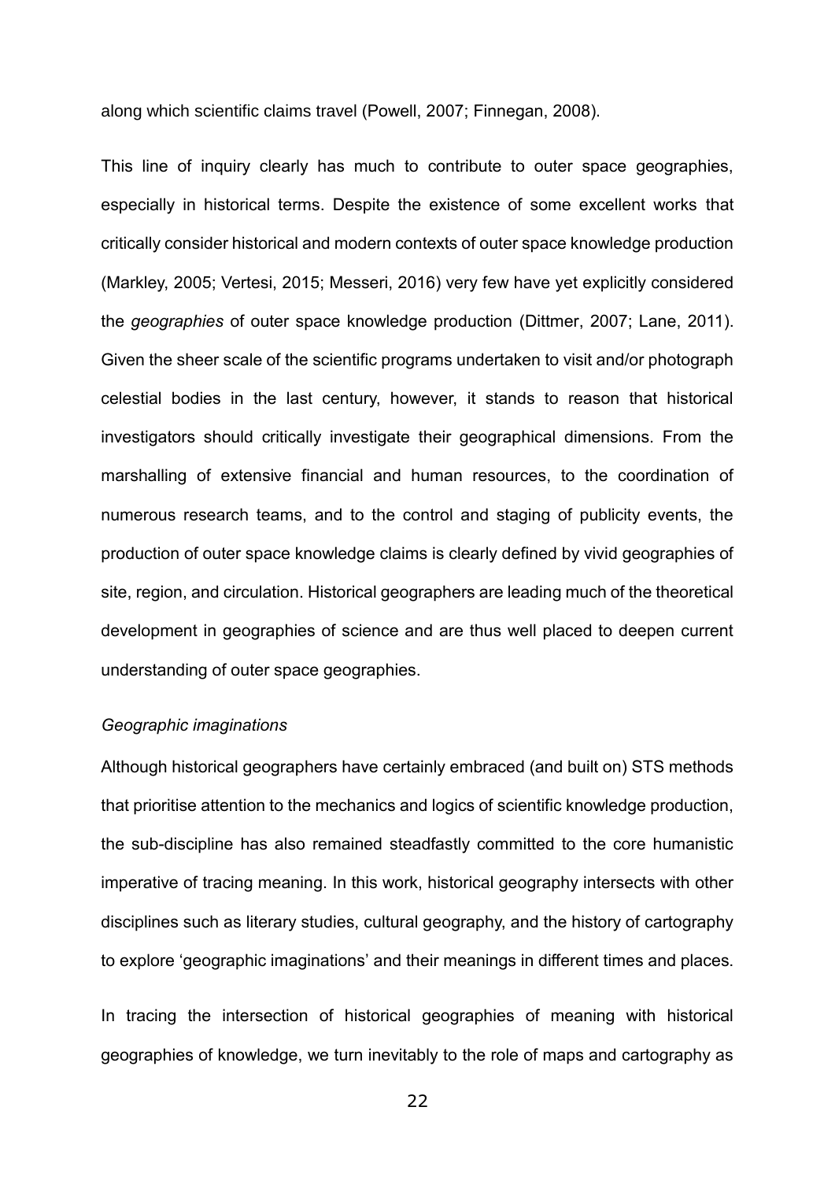along which scientific claims travel (Powell, 2007; Finnegan, 2008).

This line of inquiry clearly has much to contribute to outer space geographies, especially in historical terms. Despite the existence of some excellent works that critically consider historical and modern contexts of outer space knowledge production (Markley, 2005; Vertesi, 2015; Messeri, 2016) very few have yet explicitly considered the *geographies* of outer space knowledge production (Dittmer, 2007; Lane, 2011). Given the sheer scale of the scientific programs undertaken to visit and/or photograph celestial bodies in the last century, however, it stands to reason that historical investigators should critically investigate their geographical dimensions. From the marshalling of extensive financial and human resources, to the coordination of numerous research teams, and to the control and staging of publicity events, the production of outer space knowledge claims is clearly defined by vivid geographies of site, region, and circulation. Historical geographers are leading much of the theoretical development in geographies of science and are thus well placed to deepen current understanding of outer space geographies.

### *Geographic imaginations*

Although historical geographers have certainly embraced (and built on) STS methods that prioritise attention to the mechanics and logics of scientific knowledge production, the sub-discipline has also remained steadfastly committed to the core humanistic imperative of tracing meaning. In this work, historical geography intersects with other disciplines such as literary studies, cultural geography, and the history of cartography to explore 'geographic imaginations' and their meanings in different times and places.

In tracing the intersection of historical geographies of meaning with historical geographies of knowledge, we turn inevitably to the role of maps and cartography as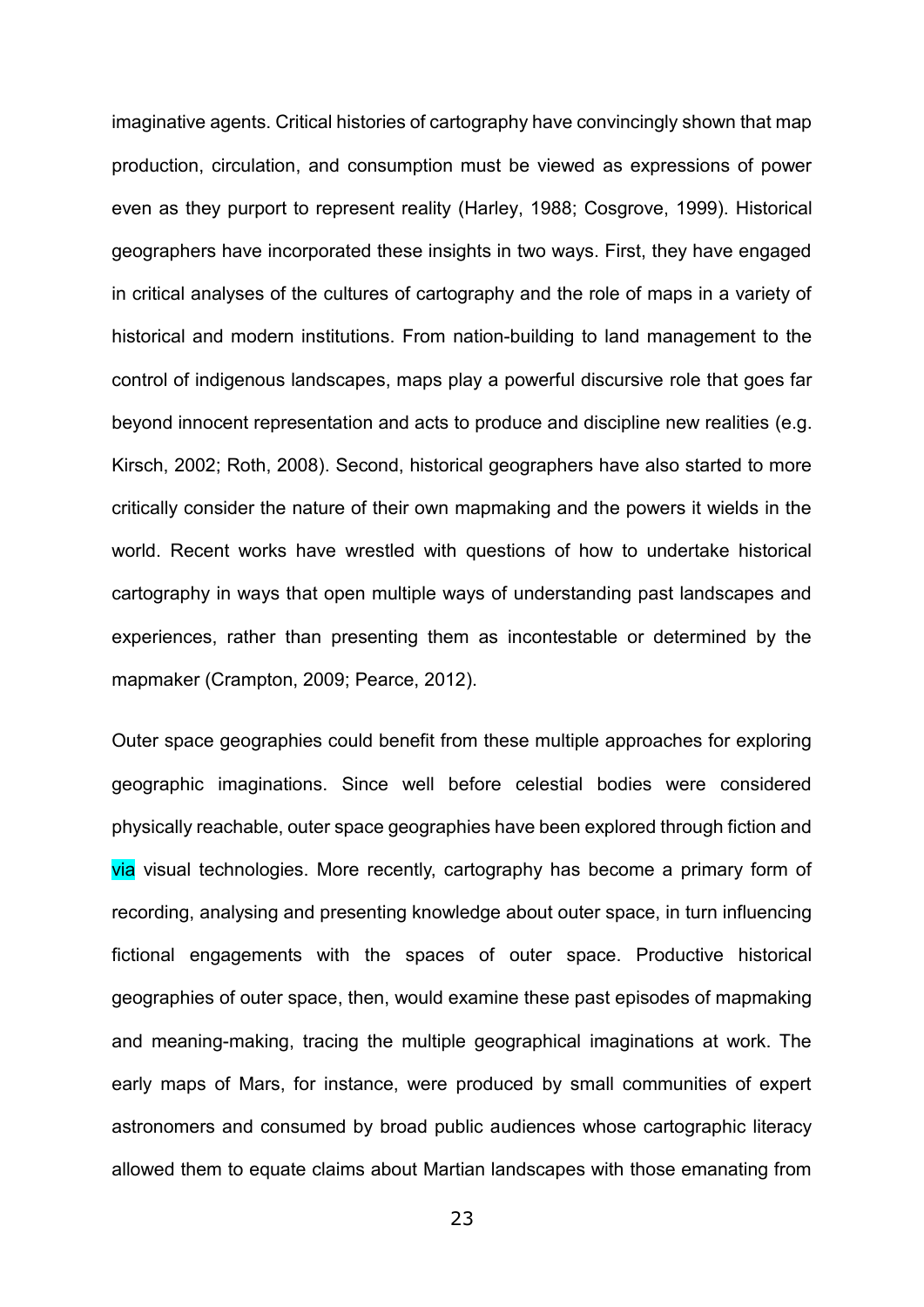imaginative agents. Critical histories of cartography have convincingly shown that map production, circulation, and consumption must be viewed as expressions of power even as they purport to represent reality (Harley, 1988; Cosgrove, 1999). Historical geographers have incorporated these insights in two ways. First, they have engaged in critical analyses of the cultures of cartography and the role of maps in a variety of historical and modern institutions. From nation-building to land management to the control of indigenous landscapes, maps play a powerful discursive role that goes far beyond innocent representation and acts to produce and discipline new realities (e.g. Kirsch, 2002; Roth, 2008). Second, historical geographers have also started to more critically consider the nature of their own mapmaking and the powers it wields in the world. Recent works have wrestled with questions of how to undertake historical cartography in ways that open multiple ways of understanding past landscapes and experiences, rather than presenting them as incontestable or determined by the mapmaker (Crampton, 2009; Pearce, 2012).

Outer space geographies could benefit from these multiple approaches for exploring geographic imaginations. Since well before celestial bodies were considered physically reachable, outer space geographies have been explored through fiction and via visual technologies. More recently, cartography has become a primary form of recording, analysing and presenting knowledge about outer space, in turn influencing fictional engagements with the spaces of outer space. Productive historical geographies of outer space, then, would examine these past episodes of mapmaking and meaning-making, tracing the multiple geographical imaginations at work. The early maps of Mars, for instance, were produced by small communities of expert astronomers and consumed by broad public audiences whose cartographic literacy allowed them to equate claims about Martian landscapes with those emanating from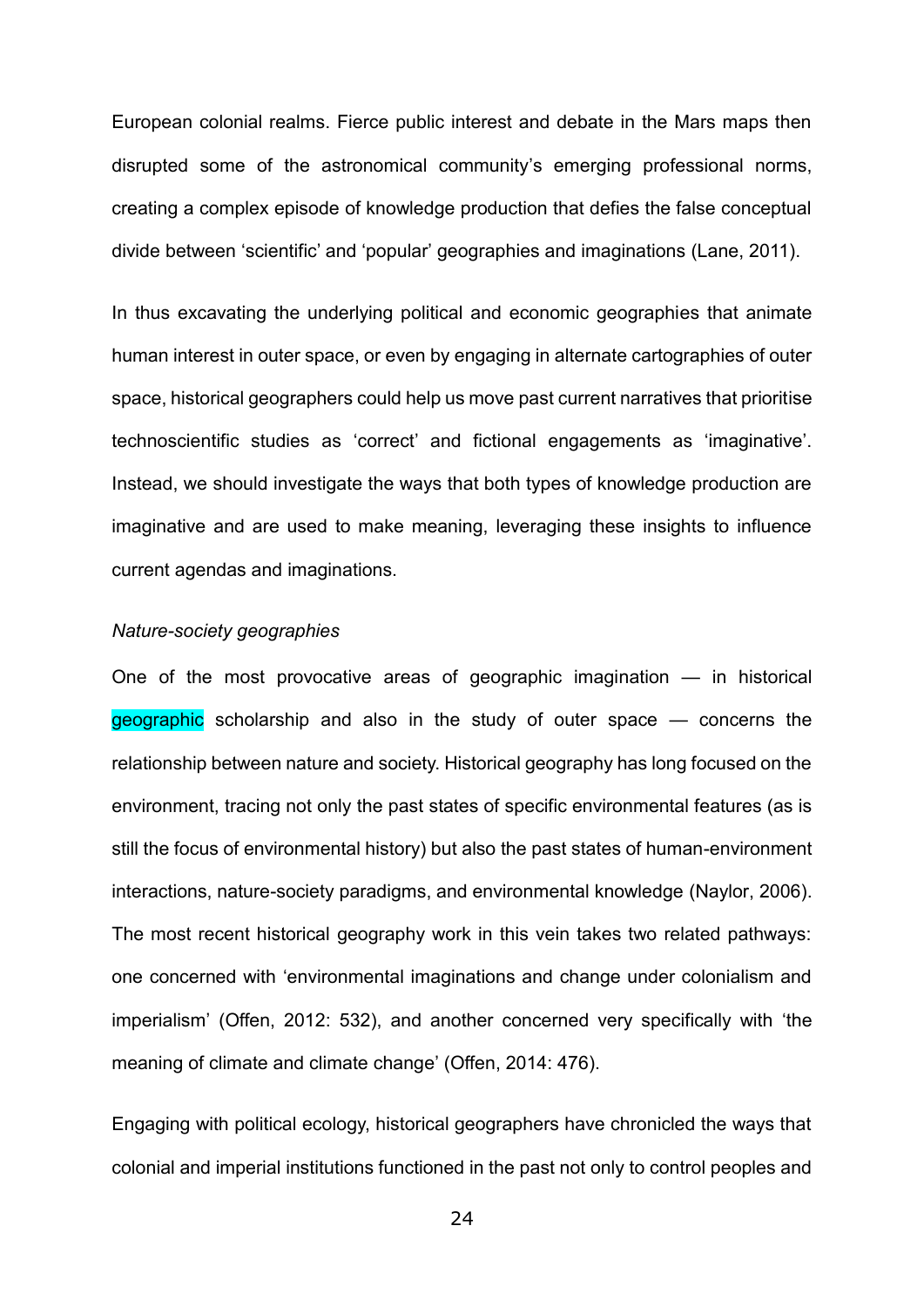European colonial realms. Fierce public interest and debate in the Mars maps then disrupted some of the astronomical community's emerging professional norms, creating a complex episode of knowledge production that defies the false conceptual divide between 'scientific' and 'popular' geographies and imaginations (Lane, 2011).

In thus excavating the underlying political and economic geographies that animate human interest in outer space, or even by engaging in alternate cartographies of outer space, historical geographers could help us move past current narratives that prioritise technoscientific studies as 'correct' and fictional engagements as 'imaginative'. Instead, we should investigate the ways that both types of knowledge production are imaginative and are used to make meaning, leveraging these insights to influence current agendas and imaginations.

*Nature-society geographies*

One of the most provocative areas of geographic imagination — in historical geographic scholarship and also in the study of outer space — concerns the relationship between nature and society. Historical geography has long focused on the environment, tracing not only the past states of specific environmental features (as is still the focus of environmental history) but also the past states of human-environment interactions, nature-society paradigms, and environmental knowledge (Naylor, 2006). The most recent historical geography work in this vein takes two related pathways: one concerned with 'environmental imaginations and change under colonialism and imperialism' (Offen, 2012: 532), and another concerned very specifically with 'the meaning of climate and climate change' (Offen, 2014: 476).

Engaging with political ecology, historical geographers have chronicled the ways that colonial and imperial institutions functioned in the past not only to control peoples and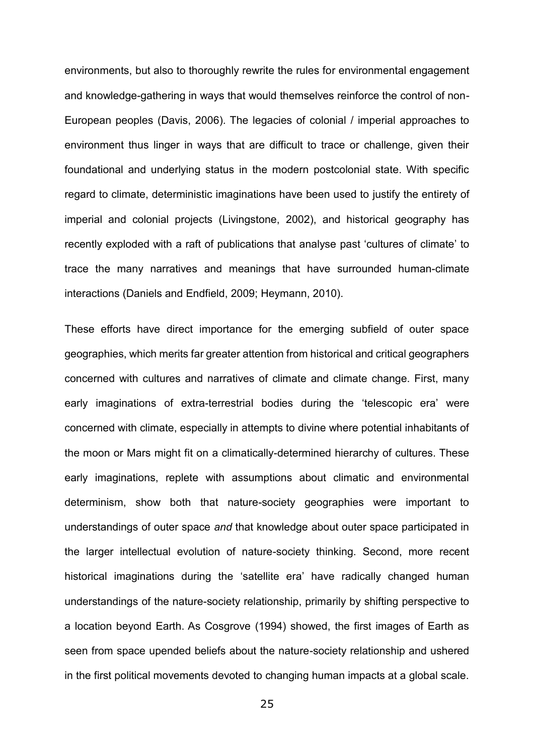environments, but also to thoroughly rewrite the rules for environmental engagement and knowledge-gathering in ways that would themselves reinforce the control of non-European peoples (Davis, 2006). The legacies of colonial / imperial approaches to environment thus linger in ways that are difficult to trace or challenge, given their foundational and underlying status in the modern postcolonial state. With specific regard to climate, deterministic imaginations have been used to justify the entirety of imperial and colonial projects (Livingstone, 2002), and historical geography has recently exploded with a raft of publications that analyse past 'cultures of climate' to trace the many narratives and meanings that have surrounded human-climate interactions (Daniels and Endfield, 2009; Heymann, 2010).

These efforts have direct importance for the emerging subfield of outer space geographies, which merits far greater attention from historical and critical geographers concerned with cultures and narratives of climate and climate change. First, many early imaginations of extra-terrestrial bodies during the 'telescopic era' were concerned with climate, especially in attempts to divine where potential inhabitants of the moon or Mars might fit on a climatically-determined hierarchy of cultures. These early imaginations, replete with assumptions about climatic and environmental determinism, show both that nature-society geographies were important to understandings of outer space *and* that knowledge about outer space participated in the larger intellectual evolution of nature-society thinking. Second, more recent historical imaginations during the 'satellite era' have radically changed human understandings of the nature-society relationship, primarily by shifting perspective to a location beyond Earth. As Cosgrove (1994) showed, the first images of Earth as seen from space upended beliefs about the nature-society relationship and ushered in the first political movements devoted to changing human impacts at a global scale.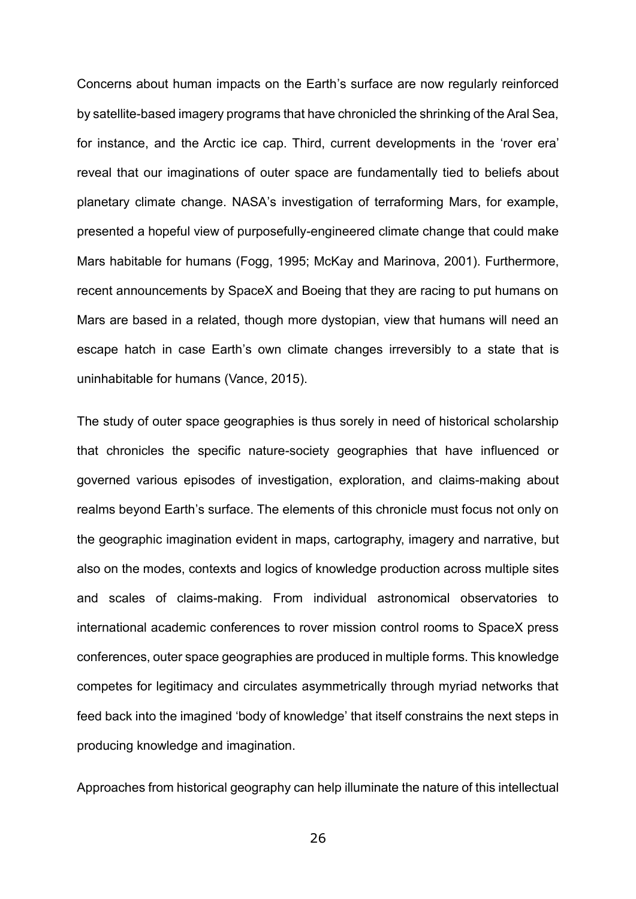Concerns about human impacts on the Earth's surface are now regularly reinforced by satellite-based imagery programs that have chronicled the shrinking of the Aral Sea, for instance, and the Arctic ice cap. Third, current developments in the 'rover era' reveal that our imaginations of outer space are fundamentally tied to beliefs about planetary climate change. NASA's investigation of terraforming Mars, for example, presented a hopeful view of purposefully-engineered climate change that could make Mars habitable for humans (Fogg, 1995; McKay and Marinova, 2001). Furthermore, recent announcements by SpaceX and Boeing that they are racing to put humans on Mars are based in a related, though more dystopian, view that humans will need an escape hatch in case Earth's own climate changes irreversibly to a state that is uninhabitable for humans (Vance, 2015).

The study of outer space geographies is thus sorely in need of historical scholarship that chronicles the specific nature-society geographies that have influenced or governed various episodes of investigation, exploration, and claims-making about realms beyond Earth's surface. The elements of this chronicle must focus not only on the geographic imagination evident in maps, cartography, imagery and narrative, but also on the modes, contexts and logics of knowledge production across multiple sites and scales of claims-making. From individual astronomical observatories to international academic conferences to rover mission control rooms to SpaceX press conferences, outer space geographies are produced in multiple forms. This knowledge competes for legitimacy and circulates asymmetrically through myriad networks that feed back into the imagined 'body of knowledge' that itself constrains the next steps in producing knowledge and imagination.

Approaches from historical geography can help illuminate the nature of this intellectual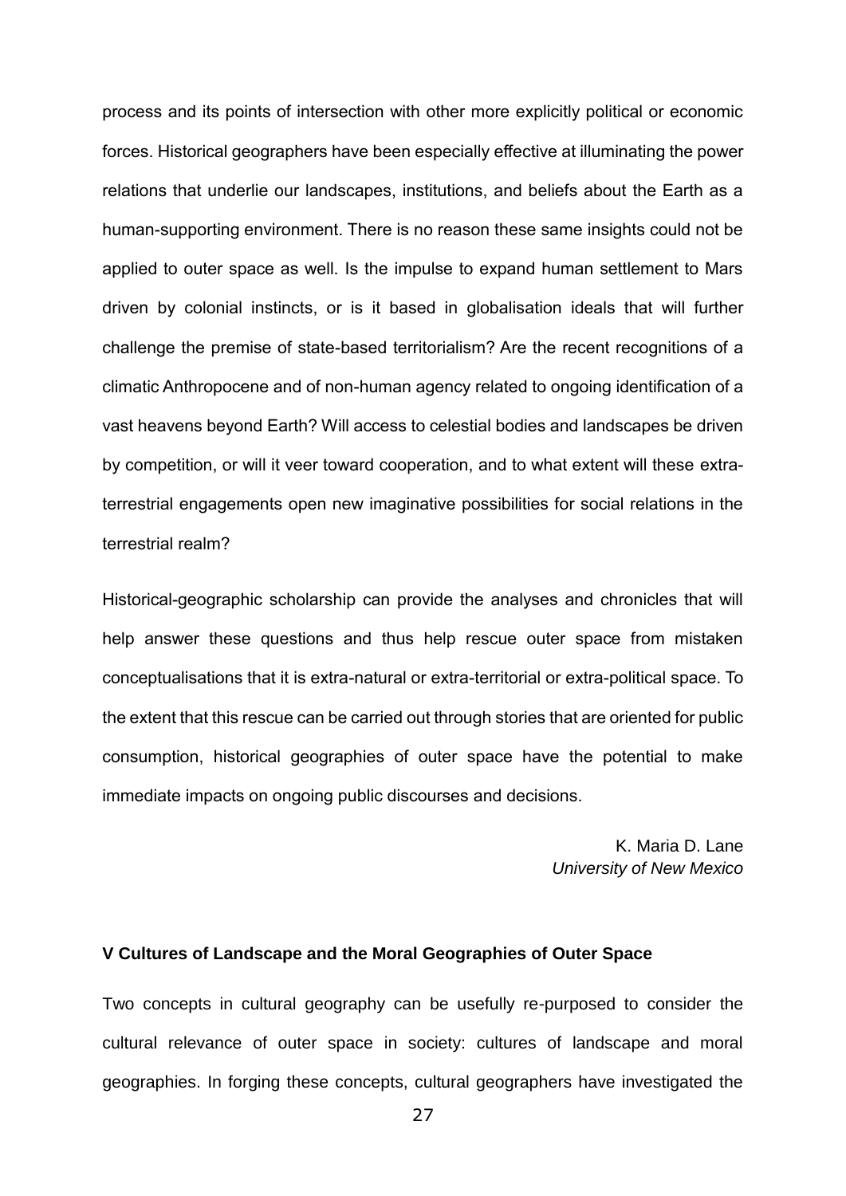process and its points of intersection with other more explicitly political or economic forces. Historical geographers have been especially effective at illuminating the power relations that underlie our landscapes, institutions, and beliefs about the Earth as a human-supporting environment. There is no reason these same insights could not be applied to outer space as well. Is the impulse to expand human settlement to Mars driven by colonial instincts, or is it based in globalisation ideals that will further challenge the premise of state-based territorialism? Are the recent recognitions of a climatic Anthropocene and of non-human agency related to ongoing identification of a vast heavens beyond Earth? Will access to celestial bodies and landscapes be driven by competition, or will it veer toward cooperation, and to what extent will these extra-terrestrial engagements open new imaginative possibilities for social relations in the terrestrial realm?

Historical-geographic scholarship can provide the analyses and chronicles that will help answer these questions and thus help rescue outer space from mistaken conceptualisations that it is extra-natural or extra-territorial or extra-political space. To the extent that this rescue can be carried out through stories that are oriented for public consumption, historical geographies of outer space have the potential to make immediate impacts on ongoing public discourses and decisions.

K. Maria D. Lane
*University of New Mexico*

### V Cultures of Landscape and the Moral Geographies of Outer Space

Two concepts in cultural geography can be usefully re-purposed to consider the cultural relevance of outer space in society: cultures of landscape and moral geographies. In forging these concepts, cultural geographers have investigated the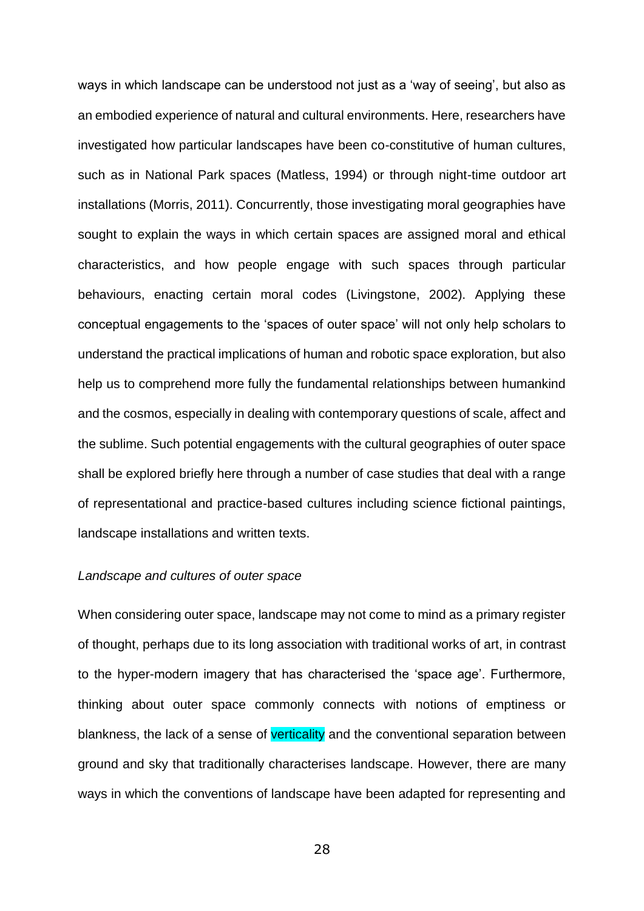ways in which landscape can be understood not just as a 'way of seeing', but also as an embodied experience of natural and cultural environments. Here, researchers have investigated how particular landscapes have been co-constitutive of human cultures, such as in National Park spaces (Matless, 1994) or through night-time outdoor art installations (Morris, 2011). Concurrently, those investigating moral geographies have sought to explain the ways in which certain spaces are assigned moral and ethical characteristics, and how people engage with such spaces through particular behaviours, enacting certain moral codes (Livingstone, 2002). Applying these conceptual engagements to the 'spaces of outer space' will not only help scholars to understand the practical implications of human and robotic space exploration, but also help us to comprehend more fully the fundamental relationships between humankind and the cosmos, especially in dealing with contemporary questions of scale, affect and the sublime. Such potential engagements with the cultural geographies of outer space shall be explored briefly here through a number of case studies that deal with a range of representational and practice-based cultures including science fictional paintings, landscape installations and written texts.

*Landscape and cultures of outer space*

When considering outer space, landscape may not come to mind as a primary register of thought, perhaps due to its long association with traditional works of art, in contrast to the hyper-modern imagery that has characterised the 'space age'. Furthermore, thinking about outer space commonly connects with notions of emptiness or blankness, the lack of a sense of verticality and the conventional separation between ground and sky that traditionally characterises landscape. However, there are many ways in which the conventions of landscape have been adapted for representing and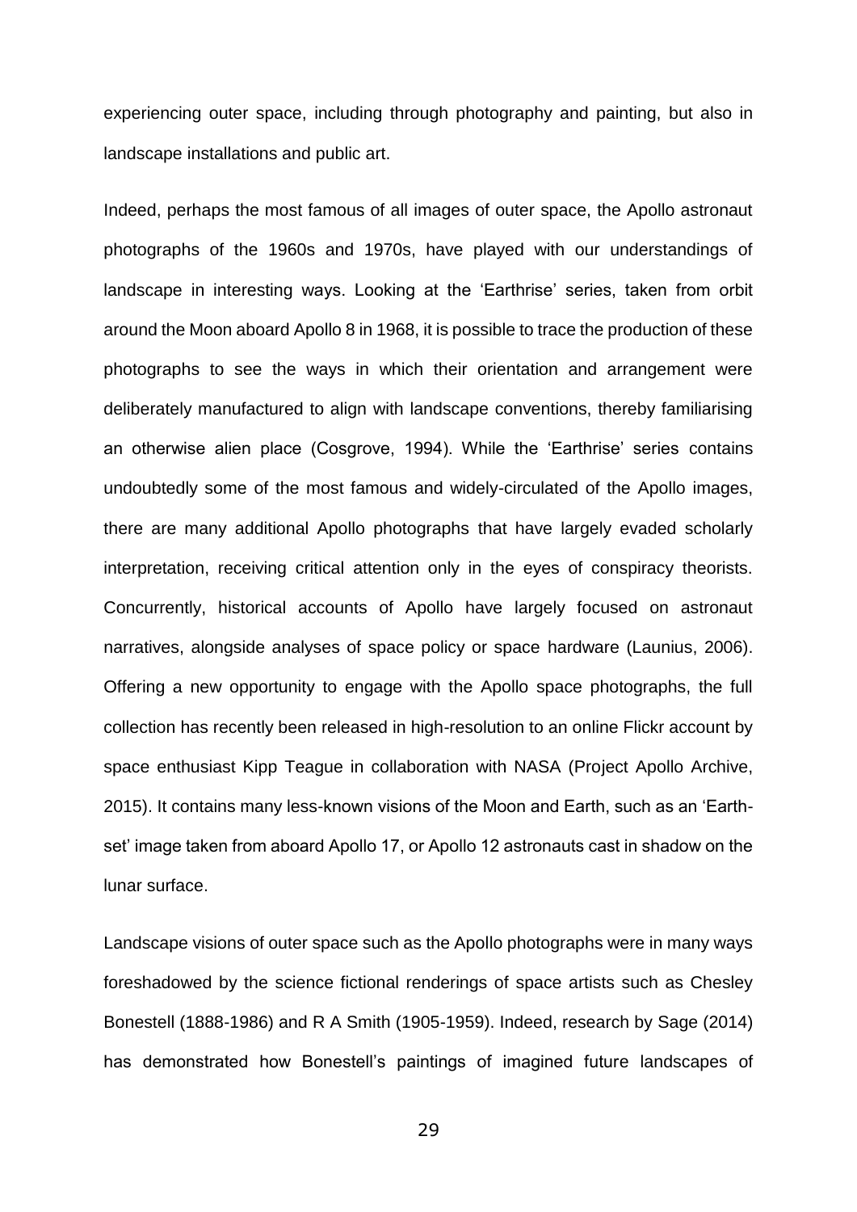experiencing outer space, including through photography and painting, but also in landscape installations and public art.

Indeed, perhaps the most famous of all images of outer space, the Apollo astronaut photographs of the 1960s and 1970s, have played with our understandings of landscape in interesting ways. Looking at the 'Earthrise' series, taken from orbit around the Moon aboard Apollo 8 in 1968, it is possible to trace the production of these photographs to see the ways in which their orientation and arrangement were deliberately manufactured to align with landscape conventions, thereby familiarising an otherwise alien place (Cosgrove, 1994). While the 'Earthrise' series contains undoubtedly some of the most famous and widely-circulated of the Apollo images, there are many additional Apollo photographs that have largely evaded scholarly interpretation, receiving critical attention only in the eyes of conspiracy theorists. Concurrently, historical accounts of Apollo have largely focused on astronaut narratives, alongside analyses of space policy or space hardware (Launius, 2006). Offering a new opportunity to engage with the Apollo space photographs, the full collection has recently been released in high-resolution to an online Flickr account by space enthusiast Kipp Teague in collaboration with NASA (Project Apollo Archive, 2015). It contains many less-known visions of the Moon and Earth, such as an 'Earth-set' image taken from aboard Apollo 17, or Apollo 12 astronauts cast in shadow on the lunar surface.

Landscape visions of outer space such as the Apollo photographs were in many ways foreshadowed by the science fictional renderings of space artists such as Chesley Bonestell (1888-1986) and R A Smith (1905-1959). Indeed, research by Sage (2014) has demonstrated how Bonestell's paintings of imagined future landscapes of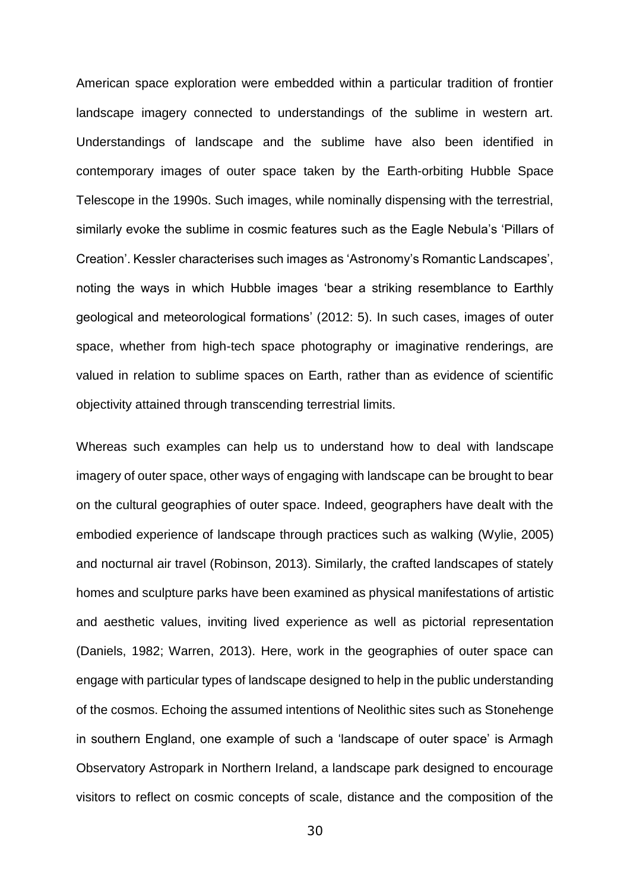American space exploration were embedded within a particular tradition of frontier landscape imagery connected to understandings of the sublime in western art. Understandings of landscape and the sublime have also been identified in contemporary images of outer space taken by the Earth-orbiting Hubble Space Telescope in the 1990s. Such images, while nominally dispensing with the terrestrial, similarly evoke the sublime in cosmic features such as the Eagle Nebula's 'Pillars of Creation'. Kessler characterises such images as 'Astronomy's Romantic Landscapes', noting the ways in which Hubble images 'bear a striking resemblance to Earthly geological and meteorological formations' (2012: 5). In such cases, images of outer space, whether from high-tech space photography or imaginative renderings, are valued in relation to sublime spaces on Earth, rather than as evidence of scientific objectivity attained through transcending terrestrial limits.

Whereas such examples can help us to understand how to deal with landscape imagery of outer space, other ways of engaging with landscape can be brought to bear on the cultural geographies of outer space. Indeed, geographers have dealt with the embodied experience of landscape through practices such as walking (Wylie, 2005) and nocturnal air travel (Robinson, 2013). Similarly, the crafted landscapes of stately homes and sculpture parks have been examined as physical manifestations of artistic and aesthetic values, inviting lived experience as well as pictorial representation (Daniels, 1982; Warren, 2013). Here, work in the geographies of outer space can engage with particular types of landscape designed to help in the public understanding of the cosmos. Echoing the assumed intentions of Neolithic sites such as Stonehenge in southern England, one example of such a 'landscape of outer space' is Armagh Observatory Astropark in Northern Ireland, a landscape park designed to encourage visitors to reflect on cosmic concepts of scale, distance and the composition of the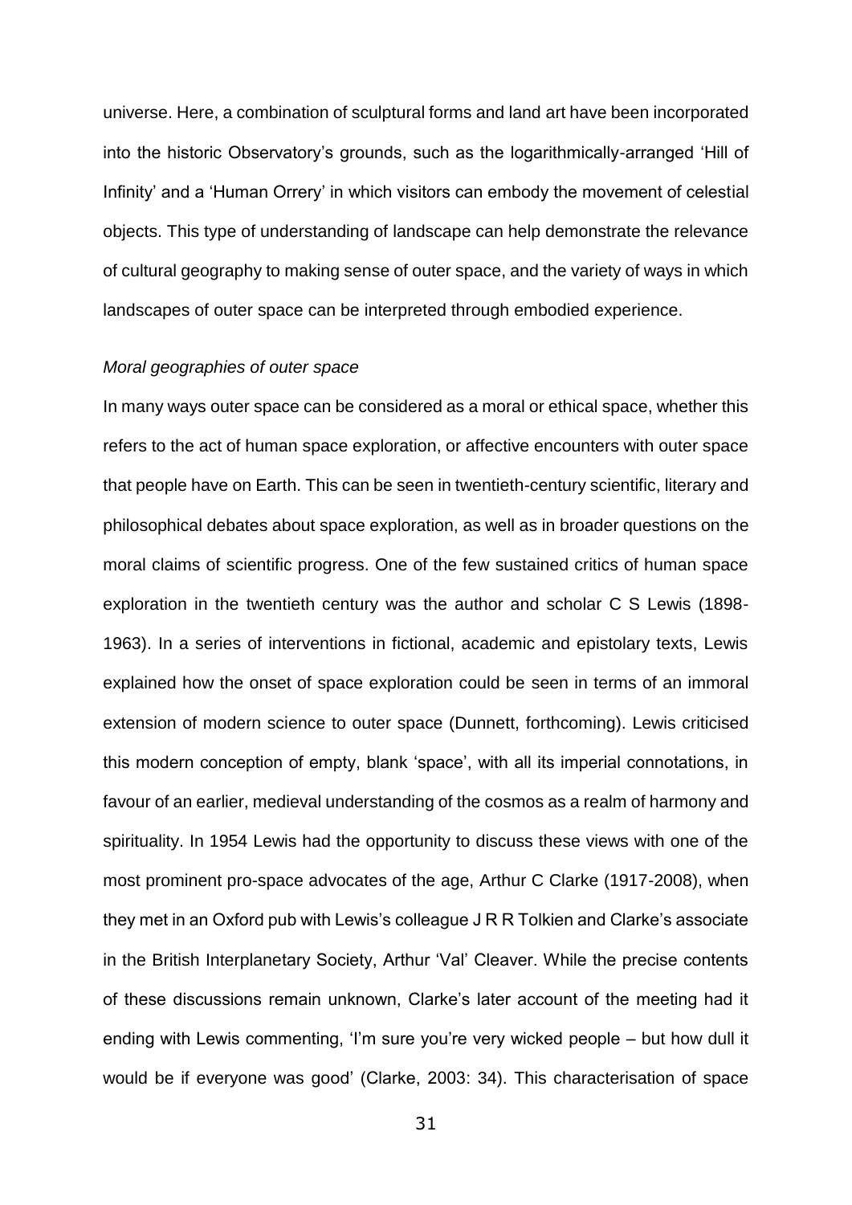universe. Here, a combination of sculptural forms and land art have been incorporated into the historic Observatory's grounds, such as the logarithmically-arranged 'Hill of Infinity' and a 'Human Orrery' in which visitors can embody the movement of celestial objects. This type of understanding of landscape can help demonstrate the relevance of cultural geography to making sense of outer space, and the variety of ways in which landscapes of outer space can be interpreted through embodied experience.

*Moral geographies of outer space*

In many ways outer space can be considered as a moral or ethical space, whether this refers to the act of human space exploration, or affective encounters with outer space that people have on Earth. This can be seen in twentieth-century scientific, literary and philosophical debates about space exploration, as well as in broader questions on the moral claims of scientific progress. One of the few sustained critics of human space exploration in the twentieth century was the author and scholar C S Lewis (1898-1963). In a series of interventions in fictional, academic and epistolary texts, Lewis explained how the onset of space exploration could be seen in terms of an immoral extension of modern science to outer space (Dunnett, forthcoming). Lewis criticised this modern conception of empty, blank 'space', with all its imperial connotations, in favour of an earlier, medieval understanding of the cosmos as a realm of harmony and spirituality. In 1954 Lewis had the opportunity to discuss these views with one of the most prominent pro-space advocates of the age, Arthur C Clarke (1917-2008), when they met in an Oxford pub with Lewis's colleague J R R Tolkien and Clarke's associate in the British Interplanetary Society, Arthur 'Val' Cleaver. While the precise contents of these discussions remain unknown, Clarke's later account of the meeting had it ending with Lewis commenting, 'I'm sure you're very wicked people – but how dull it would be if everyone was good' (Clarke, 2003: 34). This characterisation of space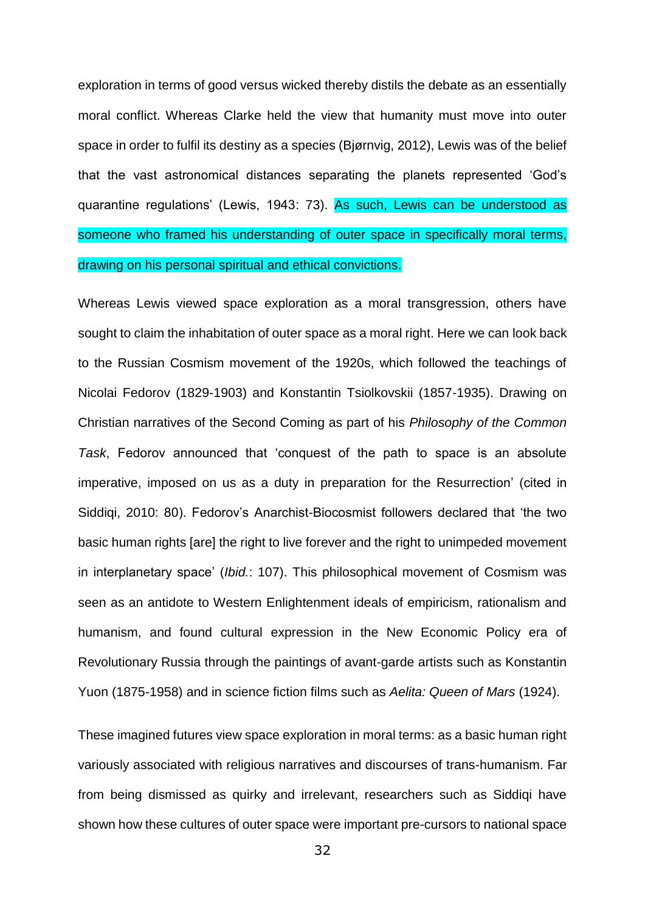exploration in terms of good versus wicked thereby distils the debate as an essentially moral conflict. Whereas Clarke held the view that humanity must move into outer space in order to fulfil its destiny as a species (Bjørnvig, 2012), Lewis was of the belief that the vast astronomical distances separating the planets represented 'God's quarantine regulations' (Lewis, 1943: 73). As such, Lewis can be understood as someone who framed his understanding of outer space in specifically moral terms, drawing on his personal spiritual and ethical convictions.

Whereas Lewis viewed space exploration as a moral transgression, others have sought to claim the inhabitation of outer space as a moral right. Here we can look back to the Russian Cosmism movement of the 1920s, which followed the teachings of Nicolai Fedorov (1829-1903) and Konstantin Tsiolkovskii (1857-1935). Drawing on Christian narratives of the Second Coming as part of his *Philosophy of the Common Task*, Fedorov announced that 'conquest of the path to space is an absolute imperative, imposed on us as a duty in preparation for the Resurrection' (cited in Siddiqi, 2010: 80). Fedorov's Anarchist-Biocosmist followers declared that 'the two basic human rights [are] the right to live forever and the right to unimpeded movement in interplanetary space' (*Ibid.*: 107). This philosophical movement of Cosmism was seen as an antidote to Western Enlightenment ideals of empiricism, rationalism and humanism, and found cultural expression in the New Economic Policy era of Revolutionary Russia through the paintings of avant-garde artists such as Konstantin Yuon (1875-1958) and in science fiction films such as *Aelita: Queen of Mars* (1924).

These imagined futures view space exploration in moral terms: as a basic human right variously associated with religious narratives and discourses of trans-humanism. Far from being dismissed as quirky and irrelevant, researchers such as Siddiqi have shown how these cultures of outer space were important pre-cursors to national space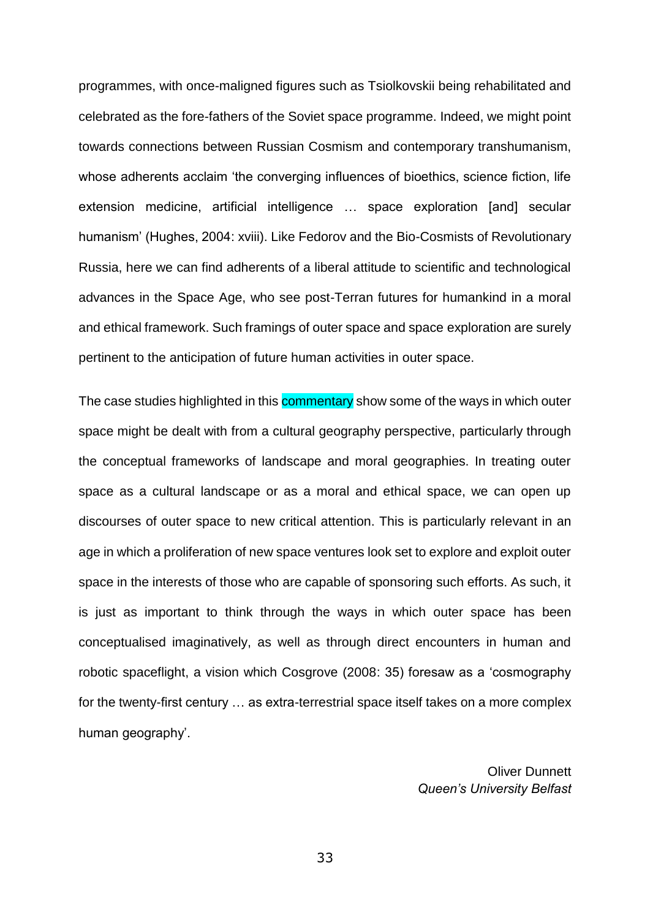programmes, with once-maligned figures such as Tsiolkovskii being rehabilitated and celebrated as the fore-fathers of the Soviet space programme. Indeed, we might point towards connections between Russian Cosmism and contemporary transhumanism, whose adherents acclaim 'the converging influences of bioethics, science fiction, life extension medicine, artificial intelligence … space exploration [and] secular humanism' (Hughes, 2004: xviii). Like Fedorov and the Bio-Cosmists of Revolutionary Russia, here we can find adherents of a liberal attitude to scientific and technological advances in the Space Age, who see post-Terran futures for humankind in a moral and ethical framework. Such framings of outer space and space exploration are surely pertinent to the anticipation of future human activities in outer space.

The case studies highlighted in this commentary show some of the ways in which outer space might be dealt with from a cultural geography perspective, particularly through the conceptual frameworks of landscape and moral geographies. In treating outer space as a cultural landscape or as a moral and ethical space, we can open up discourses of outer space to new critical attention. This is particularly relevant in an age in which a proliferation of new space ventures look set to explore and exploit outer space in the interests of those who are capable of sponsoring such efforts. As such, it is just as important to think through the ways in which outer space has been conceptualised imaginatively, as well as through direct encounters in human and robotic spaceflight, a vision which Cosgrove (2008: 35) foresaw as a 'cosmography for the twenty-first century … as extra-terrestrial space itself takes on a more complex human geography'.

Oliver Dunnett
*Queen's University Belfast*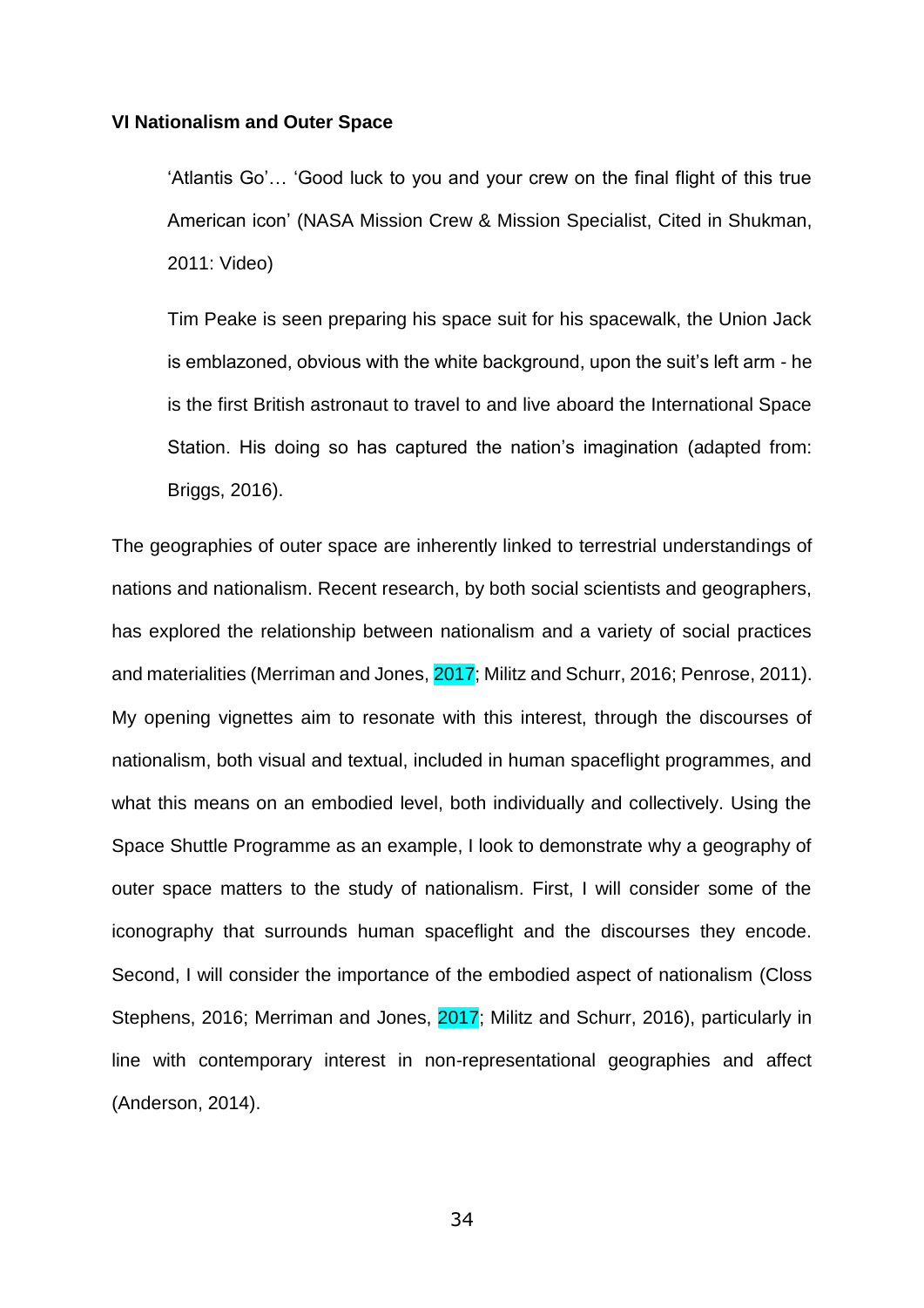**VI Nationalism and Outer Space**

> 'Atlantis Go'… 'Good luck to you and your crew on the final flight of this true American icon' (NASA Mission Crew & Mission Specialist, Cited in Shukman, 2011: Video)
>
> Tim Peake is seen preparing his space suit for his spacewalk, the Union Jack is emblazoned, obvious with the white background, upon the suit's left arm - he is the first British astronaut to travel to and live aboard the International Space Station. His doing so has captured the nation's imagination (adapted from: Briggs, 2016).

The geographies of outer space are inherently linked to terrestrial understandings of nations and nationalism. Recent research, by both social scientists and geographers, has explored the relationship between nationalism and a variety of social practices and materialities (Merriman and Jones, 2017; Militz and Schurr, 2016; Penrose, 2011). My opening vignettes aim to resonate with this interest, through the discourses of nationalism, both visual and textual, included in human spaceflight programmes, and what this means on an embodied level, both individually and collectively. Using the Space Shuttle Programme as an example, I look to demonstrate why a geography of outer space matters to the study of nationalism. First, I will consider some of the iconography that surrounds human spaceflight and the discourses they encode. Second, I will consider the importance of the embodied aspect of nationalism (Closs Stephens, 2016; Merriman and Jones, 2017; Militz and Schurr, 2016), particularly in line with contemporary interest in non-representational geographies and affect (Anderson, 2014).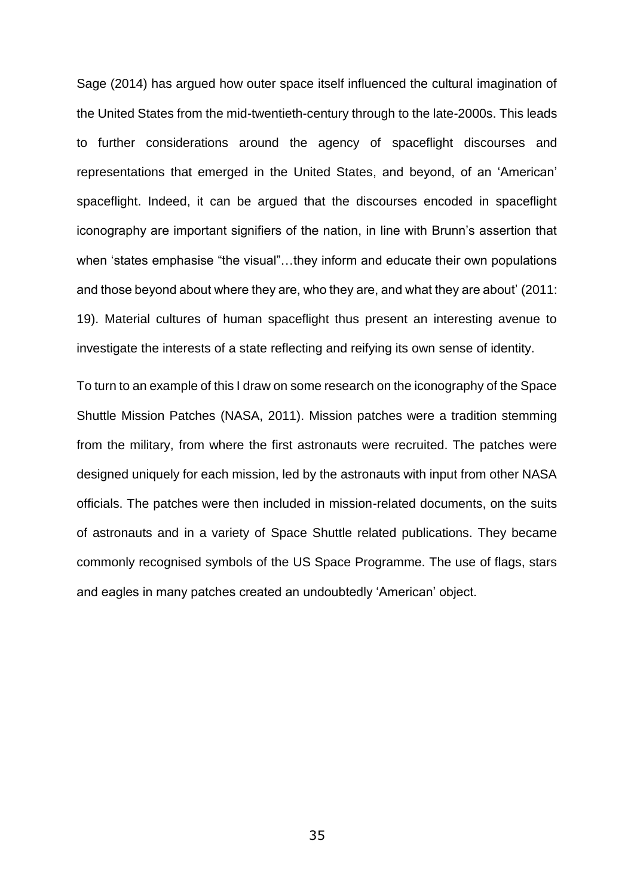Sage (2014) has argued how outer space itself influenced the cultural imagination of the United States from the mid-twentieth-century through to the late-2000s. This leads to further considerations around the agency of spaceflight discourses and representations that emerged in the United States, and beyond, of an 'American' spaceflight. Indeed, it can be argued that the discourses encoded in spaceflight iconography are important signifiers of the nation, in line with Brunn's assertion that when 'states emphasise "the visual"…they inform and educate their own populations and those beyond about where they are, who they are, and what they are about' (2011: 19). Material cultures of human spaceflight thus present an interesting avenue to investigate the interests of a state reflecting and reifying its own sense of identity.

To turn to an example of this I draw on some research on the iconography of the Space Shuttle Mission Patches (NASA, 2011). Mission patches were a tradition stemming from the military, from where the first astronauts were recruited. The patches were designed uniquely for each mission, led by the astronauts with input from other NASA officials. The patches were then included in mission-related documents, on the suits of astronauts and in a variety of Space Shuttle related publications. They became commonly recognised symbols of the US Space Programme. The use of flags, stars and eagles in many patches created an undoubtedly 'American' object.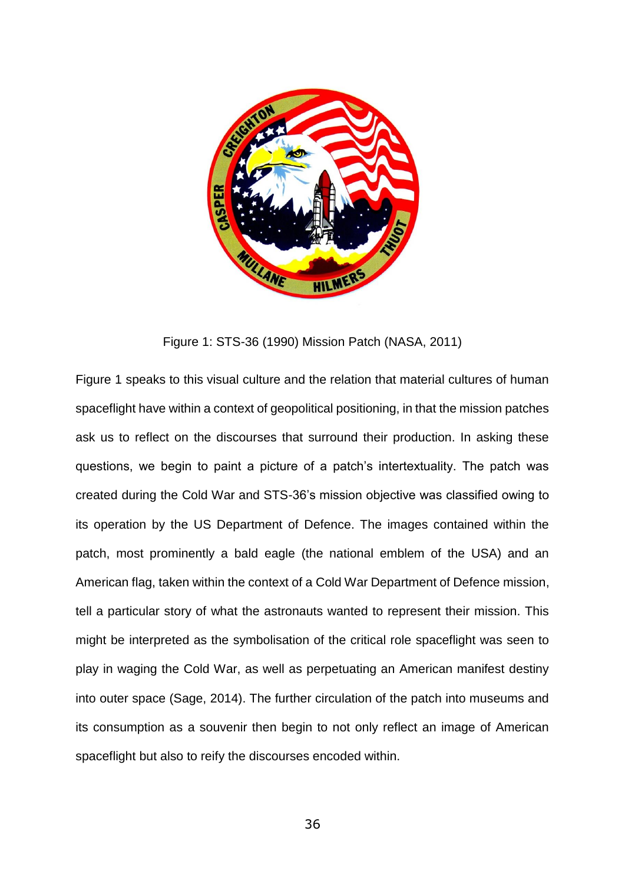Figure 1: STS-36 (1990) Mission Patch (NASA, 2011)

Figure 1 speaks to this visual culture and the relation that material cultures of human spaceflight have within a context of geopolitical positioning, in that the mission patches ask us to reflect on the discourses that surround their production. In asking these questions, we begin to paint a picture of a patch's intertextuality. The patch was created during the Cold War and STS-36's mission objective was classified owing to its operation by the US Department of Defence. The images contained within the patch, most prominently a bald eagle (the national emblem of the USA) and an American flag, taken within the context of a Cold War Department of Defence mission, tell a particular story of what the astronauts wanted to represent their mission. This might be interpreted as the symbolisation of the critical role spaceflight was seen to play in waging the Cold War, as well as perpetuating an American manifest destiny into outer space (Sage, 2014). The further circulation of the patch into museums and its consumption as a souvenir then begin to not only reflect an image of American spaceflight but also to reify the discourses encoded within.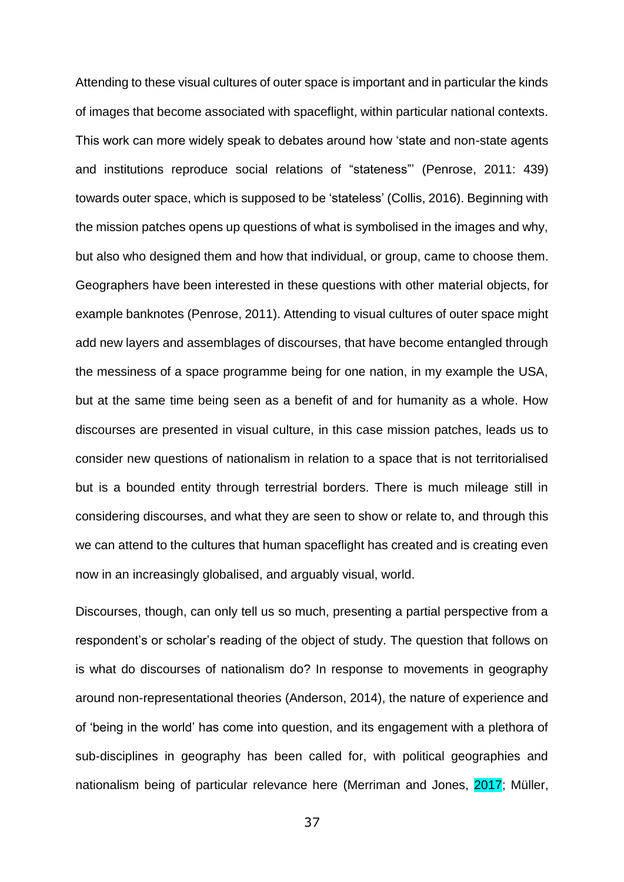Attending to these visual cultures of outer space is important and in particular the kinds of images that become associated with spaceflight, within particular national contexts. This work can more widely speak to debates around how 'state and non-state agents and institutions reproduce social relations of "stateness"' (Penrose, 2011: 439) towards outer space, which is supposed to be 'stateless' (Collis, 2016). Beginning with the mission patches opens up questions of what is symbolised in the images and why, but also who designed them and how that individual, or group, came to choose them. Geographers have been interested in these questions with other material objects, for example banknotes (Penrose, 2011). Attending to visual cultures of outer space might add new layers and assemblages of discourses, that have become entangled through the messiness of a space programme being for one nation, in my example the USA, but at the same time being seen as a benefit of and for humanity as a whole. How discourses are presented in visual culture, in this case mission patches, leads us to consider new questions of nationalism in relation to a space that is not territorialised but is a bounded entity through terrestrial borders. There is much mileage still in considering discourses, and what they are seen to show or relate to, and through this we can attend to the cultures that human spaceflight has created and is creating even now in an increasingly globalised, and arguably visual, world.

Discourses, though, can only tell us so much, presenting a partial perspective from a respondent's or scholar's reading of the object of study. The question that follows on is what do discourses of nationalism do? In response to movements in geography around non-representational theories (Anderson, 2014), the nature of experience and of 'being in the world' has come into question, and its engagement with a plethora of sub-disciplines in geography has been called for, with political geographies and nationalism being of particular relevance here (Merriman and Jones, 2017; Müller,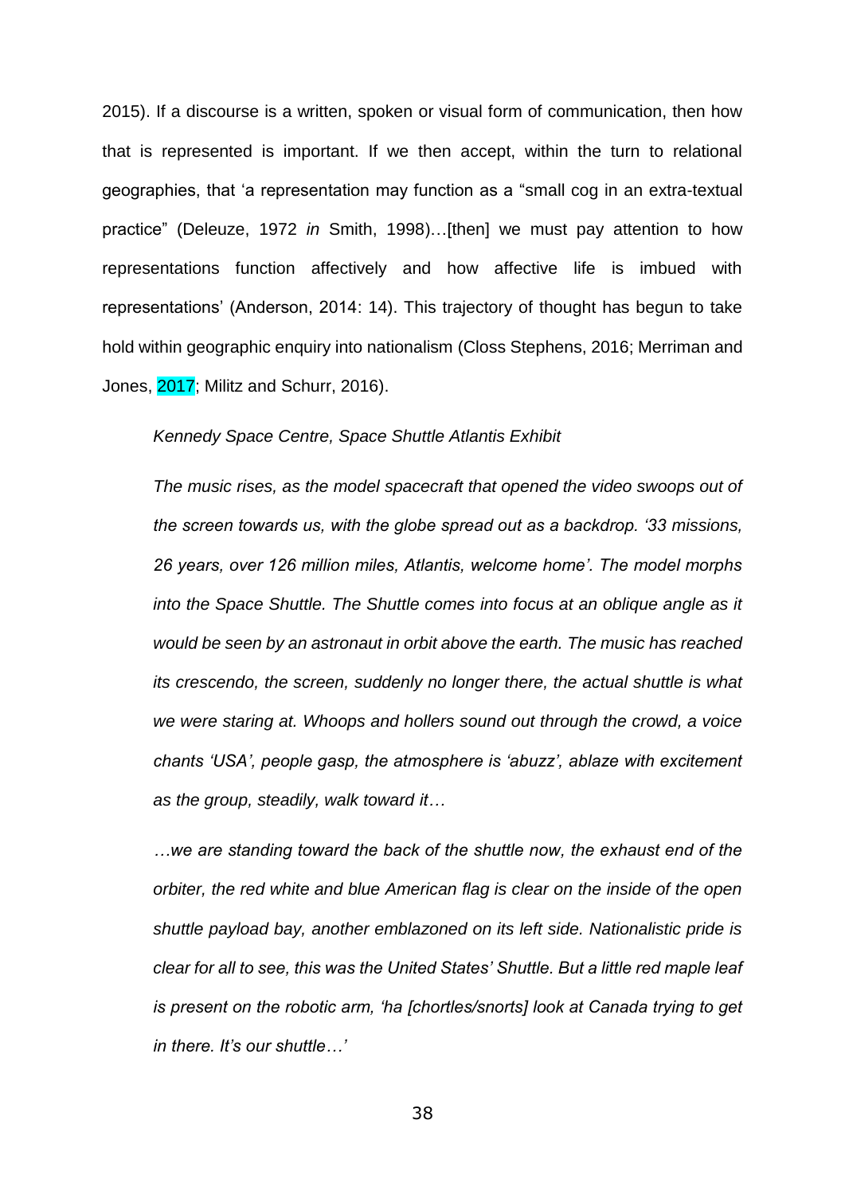2015). If a discourse is a written, spoken or visual form of communication, then how that is represented is important. If we then accept, within the turn to relational geographies, that 'a representation may function as a "small cog in an extra-textual practice" (Deleuze, 1972 *in* Smith, 1998)…[then] we must pay attention to how representations function affectively and how affective life is imbued with representations' (Anderson, 2014: 14). This trajectory of thought has begun to take hold within geographic enquiry into nationalism (Closs Stephens, 2016; Merriman and Jones, 2017; Militz and Schurr, 2016).

> *Kennedy Space Centre, Space Shuttle Atlantis Exhibit*
>
> *The music rises, as the model spacecraft that opened the video swoops out of the screen towards us, with the globe spread out as a backdrop. '33 missions, 26 years, over 126 million miles, Atlantis, welcome home'. The model morphs into the Space Shuttle. The Shuttle comes into focus at an oblique angle as it would be seen by an astronaut in orbit above the earth. The music has reached its crescendo, the screen, suddenly no longer there, the actual shuttle is what we were staring at. Whoops and hollers sound out through the crowd, a voice chants 'USA', people gasp, the atmosphere is 'abuzz', ablaze with excitement as the group, steadily, walk toward it…*
>
> *…we are standing toward the back of the shuttle now, the exhaust end of the orbiter, the red white and blue American flag is clear on the inside of the open shuttle payload bay, another emblazoned on its left side. Nationalistic pride is clear for all to see, this was the United States' Shuttle. But a little red maple leaf is present on the robotic arm, 'ha [chortles/snorts] look at Canada trying to get in there. It's our shuttle…'*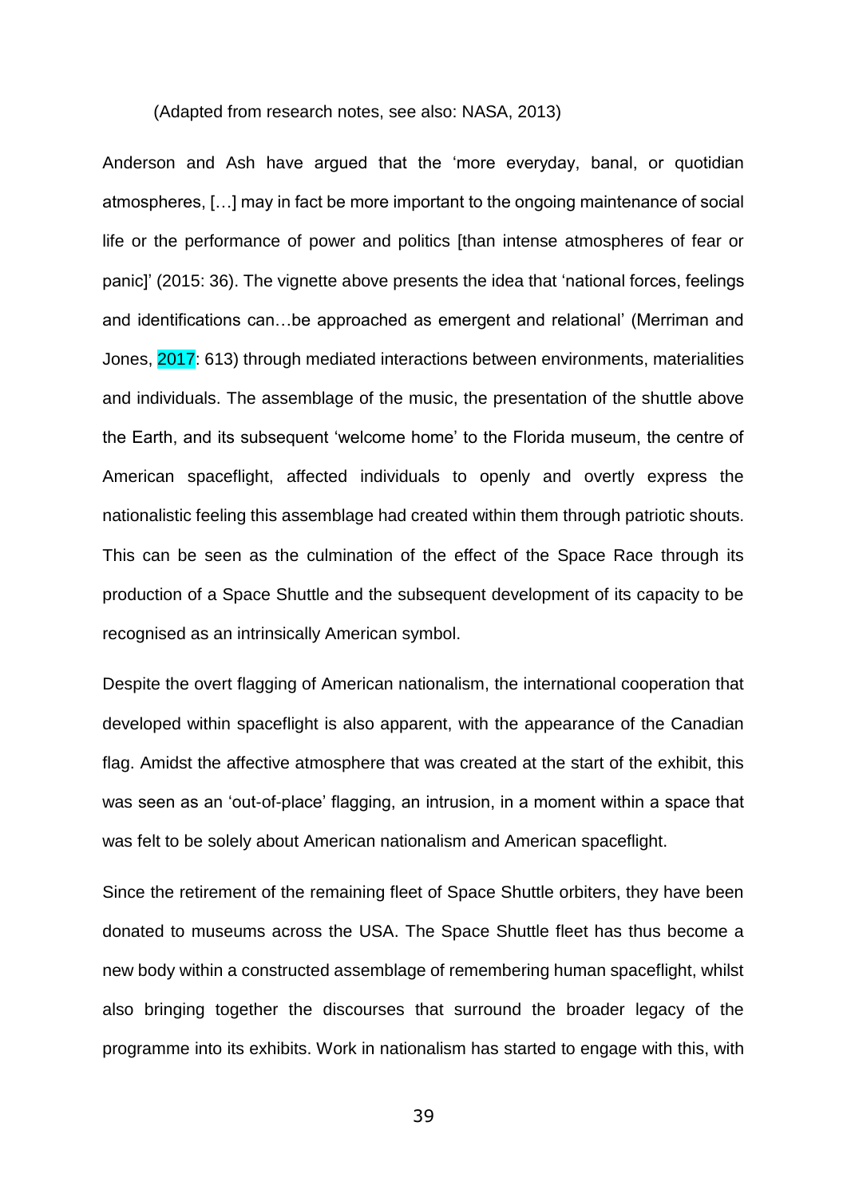(Adapted from research notes, see also: NASA, 2013)

Anderson and Ash have argued that the 'more everyday, banal, or quotidian atmospheres, […] may in fact be more important to the ongoing maintenance of social life or the performance of power and politics [than intense atmospheres of fear or panic]' (2015: 36). The vignette above presents the idea that 'national forces, feelings and identifications can…be approached as emergent and relational' (Merriman and Jones, 2017: 613) through mediated interactions between environments, materialities and individuals. The assemblage of the music, the presentation of the shuttle above the Earth, and its subsequent 'welcome home' to the Florida museum, the centre of American spaceflight, affected individuals to openly and overtly express the nationalistic feeling this assemblage had created within them through patriotic shouts. This can be seen as the culmination of the effect of the Space Race through its production of a Space Shuttle and the subsequent development of its capacity to be recognised as an intrinsically American symbol.

Despite the overt flagging of American nationalism, the international cooperation that developed within spaceflight is also apparent, with the appearance of the Canadian flag. Amidst the affective atmosphere that was created at the start of the exhibit, this was seen as an 'out-of-place' flagging, an intrusion, in a moment within a space that was felt to be solely about American nationalism and American spaceflight.

Since the retirement of the remaining fleet of Space Shuttle orbiters, they have been donated to museums across the USA. The Space Shuttle fleet has thus become a new body within a constructed assemblage of remembering human spaceflight, whilst also bringing together the discourses that surround the broader legacy of the programme into its exhibits. Work in nationalism has started to engage with this, with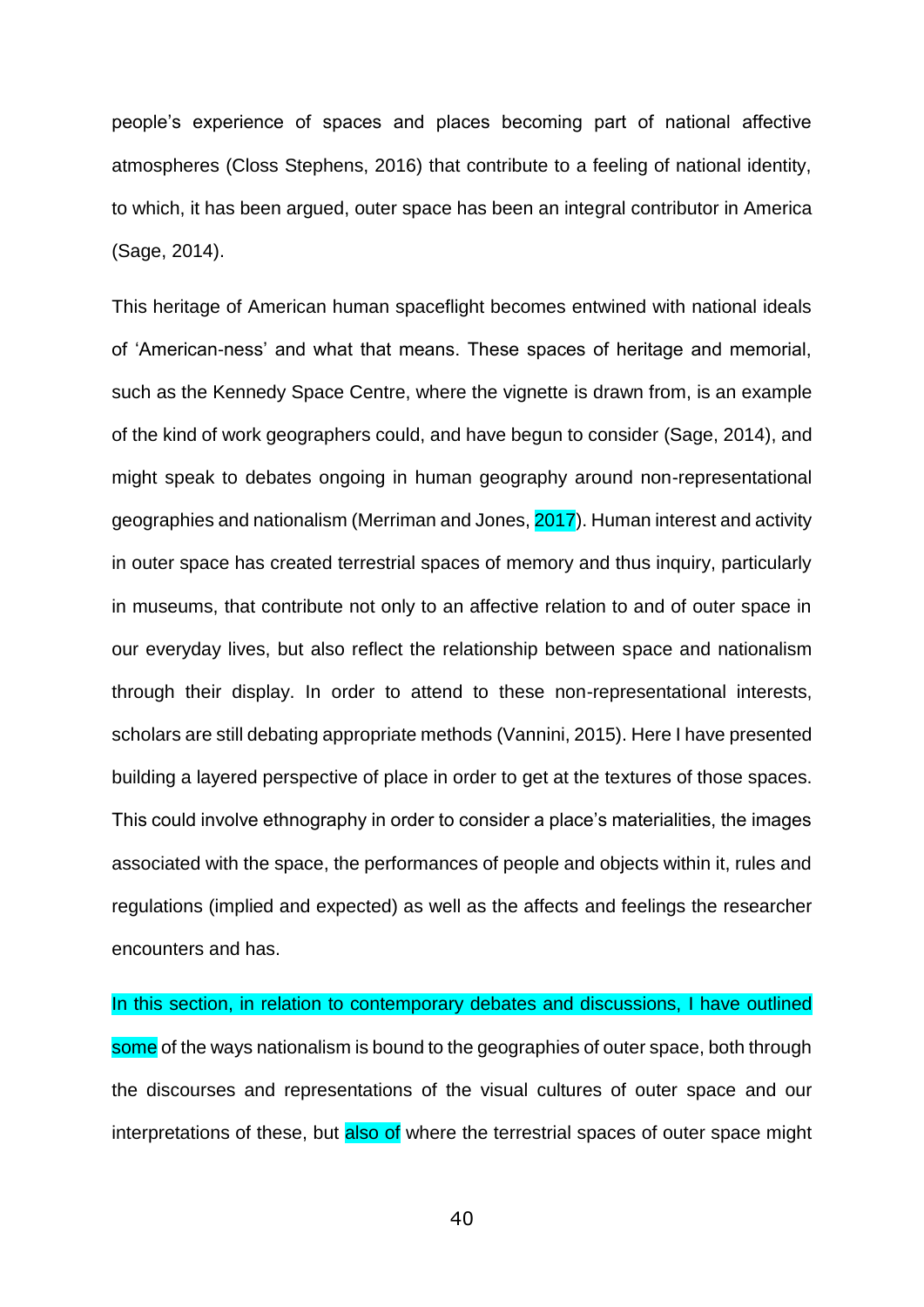people's experience of spaces and places becoming part of national affective atmospheres (Closs Stephens, 2016) that contribute to a feeling of national identity, to which, it has been argued, outer space has been an integral contributor in America (Sage, 2014).

This heritage of American human spaceflight becomes entwined with national ideals of 'American-ness' and what that means. These spaces of heritage and memorial, such as the Kennedy Space Centre, where the vignette is drawn from, is an example of the kind of work geographers could, and have begun to consider (Sage, 2014), and might speak to debates ongoing in human geography around non-representational geographies and nationalism (Merriman and Jones, 2017). Human interest and activity in outer space has created terrestrial spaces of memory and thus inquiry, particularly in museums, that contribute not only to an affective relation to and of outer space in our everyday lives, but also reflect the relationship between space and nationalism through their display. In order to attend to these non-representational interests, scholars are still debating appropriate methods (Vannini, 2015). Here I have presented building a layered perspective of place in order to get at the textures of those spaces. This could involve ethnography in order to consider a place's materialities, the images associated with the space, the performances of people and objects within it, rules and regulations (implied and expected) as well as the affects and feelings the researcher encounters and has.

In this section, in relation to contemporary debates and discussions, I have outlined some of the ways nationalism is bound to the geographies of outer space, both through the discourses and representations of the visual cultures of outer space and our interpretations of these, but also of where the terrestrial spaces of outer space might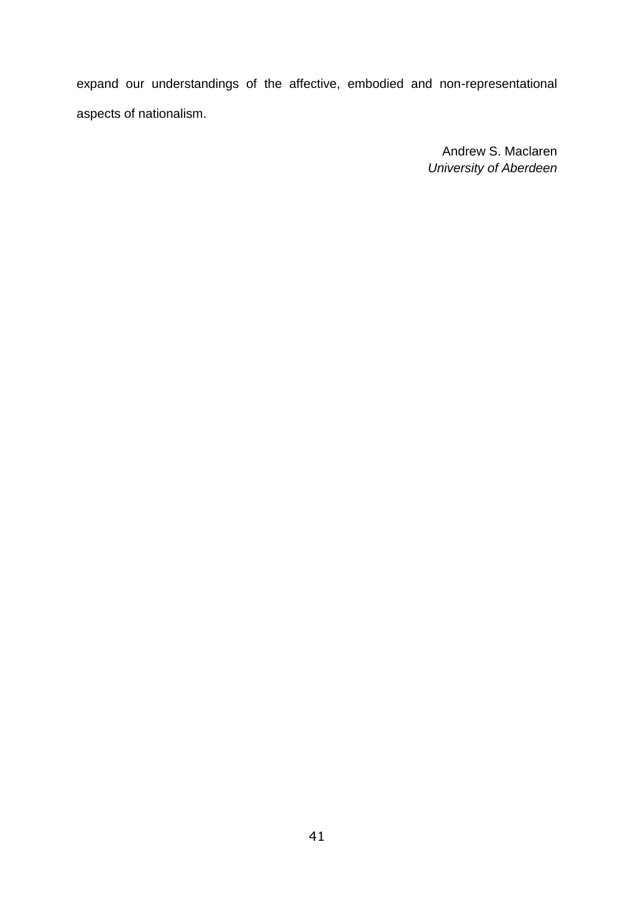expand our understandings of the affective, embodied and non-representational aspects of nationalism.

Andrew S. Maclaren  
*University of Aberdeen*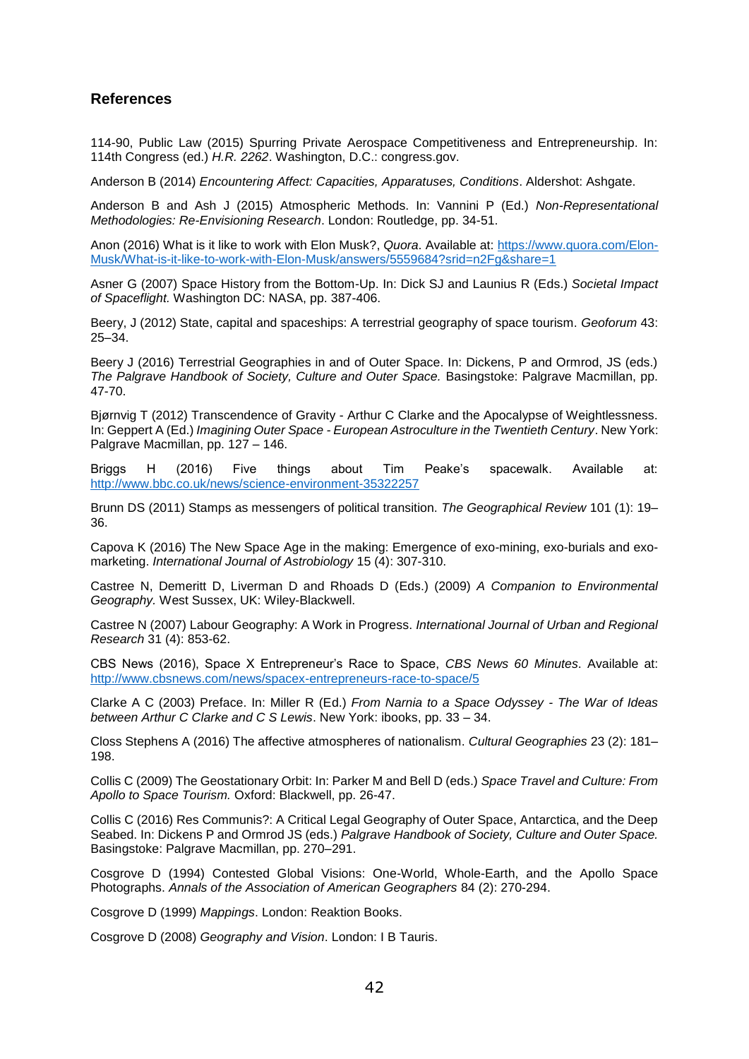## References

114-90, Public Law (2015) Spurring Private Aerospace Competitiveness and Entrepreneurship. In: 114th Congress (ed.) *H.R. 2262*. Washington, D.C.: congress.gov.

Anderson B (2014) *Encountering Affect: Capacities, Apparatuses, Conditions*. Aldershot: Ashgate.

Anderson B and Ash J (2015) Atmospheric Methods. In: Vannini P (Ed.) *Non-Representational Methodologies: Re-Envisioning Research*. London: Routledge, pp. 34-51.

Anon (2016) What is it like to work with Elon Musk?, *Quora*. Available at: https://www.quora.com/Elon-Musk/What-is-it-like-to-work-with-Elon-Musk/answers/5559684?srid=n2Fg&share=1

Asner G (2007) Space History from the Bottom-Up. In: Dick SJ and Launius R (Eds.) *Societal Impact of Spaceflight.* Washington DC: NASA, pp. 387-406.

Beery, J (2012) State, capital and spaceships: A terrestrial geography of space tourism. *Geoforum* 43: 25–34.

Beery J (2016) Terrestrial Geographies in and of Outer Space. In: Dickens, P and Ormrod, JS (eds.) *The Palgrave Handbook of Society, Culture and Outer Space.* Basingstoke: Palgrave Macmillan, pp. 47-70.

Bjørnvig T (2012) Transcendence of Gravity - Arthur C Clarke and the Apocalypse of Weightlessness. In: Geppert A (Ed.) *Imagining Outer Space - European Astroculture in the Twentieth Century*. New York: Palgrave Macmillan, pp. 127 – 146.

Briggs H (2016) Five things about Tim Peake's spacewalk. Available at: http://www.bbc.co.uk/news/science-environment-35322257

Brunn DS (2011) Stamps as messengers of political transition. *The Geographical Review* 101 (1): 19–36.

Capova K (2016) The New Space Age in the making: Emergence of exo-mining, exo-burials and exo-marketing. *International Journal of Astrobiology* 15 (4): 307-310.

Castree N, Demeritt D, Liverman D and Rhoads D (Eds.) (2009) *A Companion to Environmental Geography.* West Sussex, UK: Wiley-Blackwell.

Castree N (2007) Labour Geography: A Work in Progress. *International Journal of Urban and Regional Research* 31 (4): 853-62.

CBS News (2016), Space X Entrepreneur's Race to Space, *CBS News 60 Minutes*. Available at: http://www.cbsnews.com/news/spacex-entrepreneurs-race-to-space/5

Clarke A C (2003) Preface. In: Miller R (Ed.) *From Narnia to a Space Odyssey - The War of Ideas between Arthur C Clarke and C S Lewis*. New York: ibooks, pp. 33 – 34.

Closs Stephens A (2016) The affective atmospheres of nationalism. *Cultural Geographies* 23 (2): 181–198.

Collis C (2009) The Geostationary Orbit: In: Parker M and Bell D (eds.) *Space Travel and Culture: From Apollo to Space Tourism.* Oxford: Blackwell, pp. 26-47.

Collis C (2016) Res Communis?: A Critical Legal Geography of Outer Space, Antarctica, and the Deep Seabed. In: Dickens P and Ormrod JS (eds.) *Palgrave Handbook of Society, Culture and Outer Space.* Basingstoke: Palgrave Macmillan, pp. 270–291.

Cosgrove D (1994) Contested Global Visions: One-World, Whole-Earth, and the Apollo Space Photographs. *Annals of the Association of American Geographers* 84 (2): 270-294.

Cosgrove D (1999) *Mappings*. London: Reaktion Books.

Cosgrove D (2008) *Geography and Vision*. London: I B Tauris.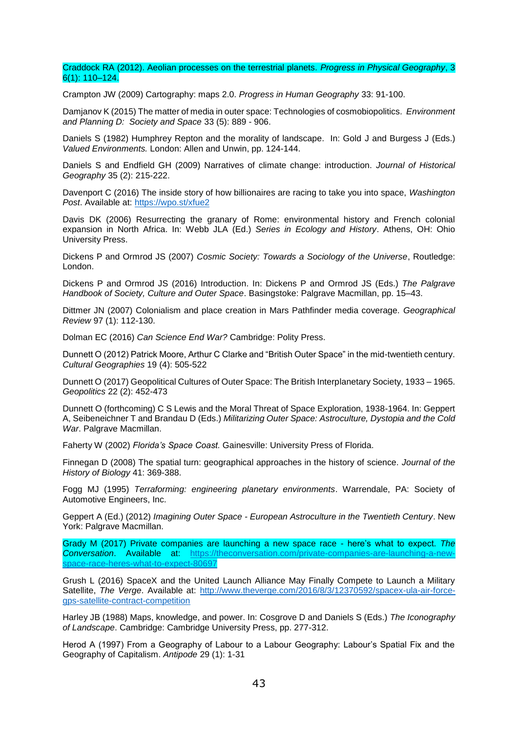Craddock RA (2012). Aeolian processes on the terrestrial planets. *Progress in Physical Geography*, 36(1): 110–124.

Crampton JW (2009) Cartography: maps 2.0. *Progress in Human Geography* 33: 91-100.

Damjanov K (2015) The matter of media in outer space: Technologies of cosmobiopolitics. *Environment and Planning D: Society and Space* 33 (5): 889 - 906.

Daniels S (1982) Humphrey Repton and the morality of landscape. In: Gold J and Burgess J (Eds.) *Valued Environments.* London: Allen and Unwin, pp. 124-144.

Daniels S and Endfield GH (2009) Narratives of climate change: introduction. *Journal of Historical Geography* 35 (2): 215-222.

Davenport C (2016) The inside story of how billionaires are racing to take you into space, *Washington Post*. Available at: https://wpo.st/xfue2

Davis DK (2006) Resurrecting the granary of Rome: environmental history and French colonial expansion in North Africa. In: Webb JLA (Ed.) *Series in Ecology and History*. Athens, OH: Ohio University Press.

Dickens P and Ormrod JS (2007) *Cosmic Society: Towards a Sociology of the Universe*, Routledge: London.

Dickens P and Ormrod JS (2016) Introduction. In: Dickens P and Ormrod JS (Eds.) *The Palgrave Handbook of Society, Culture and Outer Space*. Basingstoke: Palgrave Macmillan, pp. 15–43.

Dittmer JN (2007) Colonialism and place creation in Mars Pathfinder media coverage. *Geographical Review* 97 (1): 112-130.

Dolman EC (2016) *Can Science End War?* Cambridge: Polity Press.

Dunnett O (2012) Patrick Moore, Arthur C Clarke and "British Outer Space" in the mid-twentieth century. *Cultural Geographies* 19 (4): 505-522

Dunnett O (2017) Geopolitical Cultures of Outer Space: The British Interplanetary Society, 1933 – 1965. *Geopolitics* 22 (2): 452-473

Dunnett O (forthcoming) C S Lewis and the Moral Threat of Space Exploration, 1938-1964. In: Geppert A, Seibeneichner T and Brandau D (Eds.) *Militarizing Outer Space: Astroculture, Dystopia and the Cold War*. Palgrave Macmillan.

Faherty W (2002) *Florida's Space Coast.* Gainesville: University Press of Florida.

Finnegan D (2008) The spatial turn: geographical approaches in the history of science. *Journal of the History of Biology* 41: 369-388.

Fogg MJ (1995) *Terraforming: engineering planetary environments*. Warrendale, PA: Society of Automotive Engineers, Inc.

Geppert A (Ed.) (2012) *Imagining Outer Space - European Astroculture in the Twentieth Century*. New York: Palgrave Macmillan.

Grady M (2017) Private companies are launching a new space race - here's what to expect. *The Conversation*. Available at: https://theconversation.com/private-companies-are-launching-a-new-space-race-heres-what-to-expect-80697

Grush L (2016) SpaceX and the United Launch Alliance May Finally Compete to Launch a Military Satellite, *The Verge*. Available at: http://www.theverge.com/2016/8/3/12370592/spacex-ula-air-force-gps-satellite-contract-competition

Harley JB (1988) Maps, knowledge, and power. In: Cosgrove D and Daniels S (Eds.) *The Iconography of Landscape*. Cambridge: Cambridge University Press, pp. 277-312.

Herod A (1997) From a Geography of Labour to a Labour Geography: Labour's Spatial Fix and the Geography of Capitalism. *Antipode* 29 (1): 1-31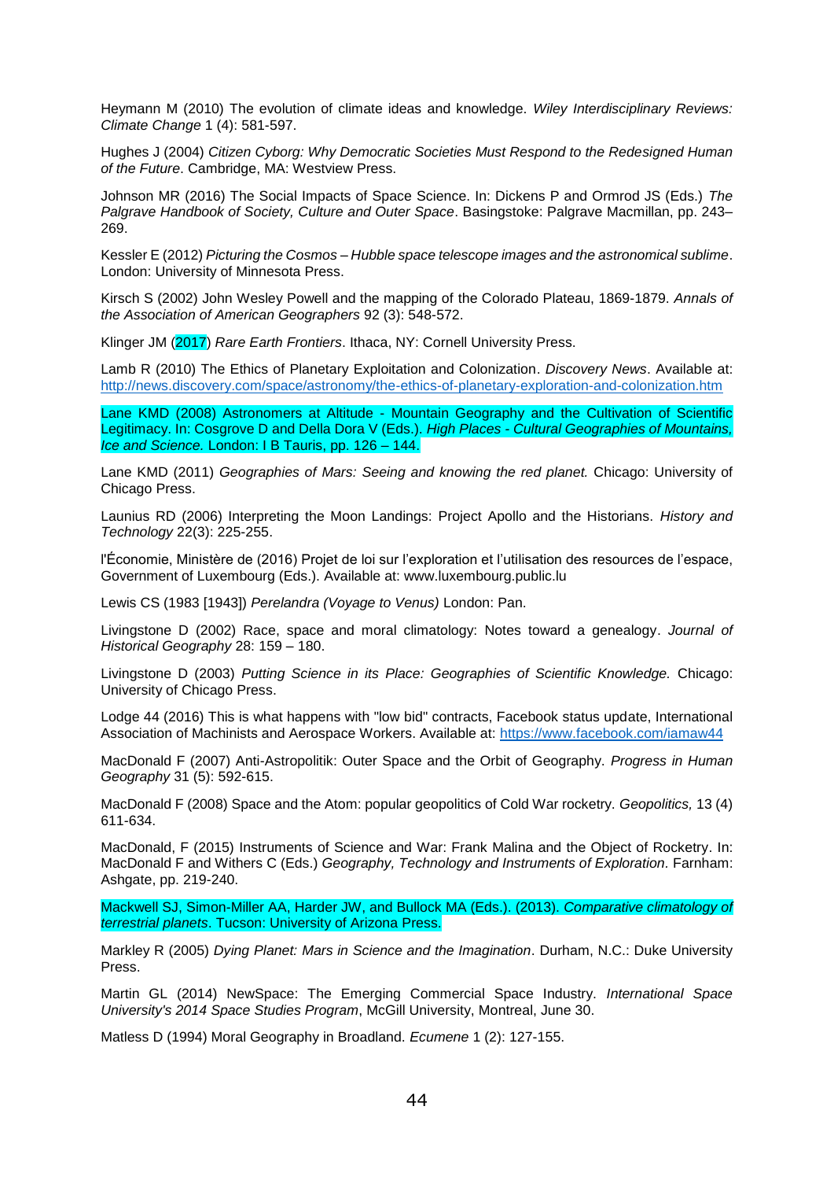Heymann M (2010) The evolution of climate ideas and knowledge. *Wiley Interdisciplinary Reviews: Climate Change* 1 (4): 581-597.

Hughes J (2004) *Citizen Cyborg: Why Democratic Societies Must Respond to the Redesigned Human of the Future*. Cambridge, MA: Westview Press.

Johnson MR (2016) The Social Impacts of Space Science. In: Dickens P and Ormrod JS (Eds.) *The Palgrave Handbook of Society, Culture and Outer Space*. Basingstoke: Palgrave Macmillan, pp. 243–269.

Kessler E (2012) *Picturing the Cosmos – Hubble space telescope images and the astronomical sublime*. London: University of Minnesota Press.

Kirsch S (2002) John Wesley Powell and the mapping of the Colorado Plateau, 1869-1879. *Annals of the Association of American Geographers* 92 (3): 548-572.

Klinger JM (2017) *Rare Earth Frontiers*. Ithaca, NY: Cornell University Press.

Lamb R (2010) The Ethics of Planetary Exploitation and Colonization. *Discovery News*. Available at: http://news.discovery.com/space/astronomy/the-ethics-of-planetary-exploration-and-colonization.htm

Lane KMD (2008) Astronomers at Altitude - Mountain Geography and the Cultivation of Scientific Legitimacy. In: Cosgrove D and Della Dora V (Eds.). *High Places - Cultural Geographies of Mountains, Ice and Science.* London: I B Tauris, pp. 126 – 144.

Lane KMD (2011) *Geographies of Mars: Seeing and knowing the red planet.* Chicago: University of Chicago Press.

Launius RD (2006) Interpreting the Moon Landings: Project Apollo and the Historians. *History and Technology* 22(3): 225-255.

l'Économie, Ministère de (2016) Projet de loi sur l'exploration et l'utilisation des resources de l'espace, Government of Luxembourg (Eds.). Available at: www.luxembourg.public.lu

Lewis CS (1983 [1943]) *Perelandra (Voyage to Venus)* London: Pan.

Livingstone D (2002) Race, space and moral climatology: Notes toward a genealogy. *Journal of Historical Geography* 28: 159 – 180.

Livingstone D (2003) *Putting Science in its Place: Geographies of Scientific Knowledge.* Chicago: University of Chicago Press.

Lodge 44 (2016) This is what happens with "low bid" contracts, Facebook status update, International Association of Machinists and Aerospace Workers. Available at: https://www.facebook.com/iamaw44

MacDonald F (2007) Anti-Astropolitik: Outer Space and the Orbit of Geography. *Progress in Human Geography* 31 (5): 592-615.

MacDonald F (2008) Space and the Atom: popular geopolitics of Cold War rocketry. *Geopolitics,* 13 (4) 611-634.

MacDonald, F (2015) Instruments of Science and War: Frank Malina and the Object of Rocketry. In: MacDonald F and Withers C (Eds.) *Geography, Technology and Instruments of Exploration*. Farnham: Ashgate, pp. 219-240.

Mackwell SJ, Simon-Miller AA, Harder JW, and Bullock MA (Eds.). (2013). *Comparative climatology of terrestrial planets*. Tucson: University of Arizona Press.

Markley R (2005) *Dying Planet: Mars in Science and the Imagination*. Durham, N.C.: Duke University Press.

Martin GL (2014) NewSpace: The Emerging Commercial Space Industry. *International Space University's 2014 Space Studies Program*, McGill University, Montreal, June 30.

Matless D (1994) Moral Geography in Broadland. *Ecumene* 1 (2): 127-155.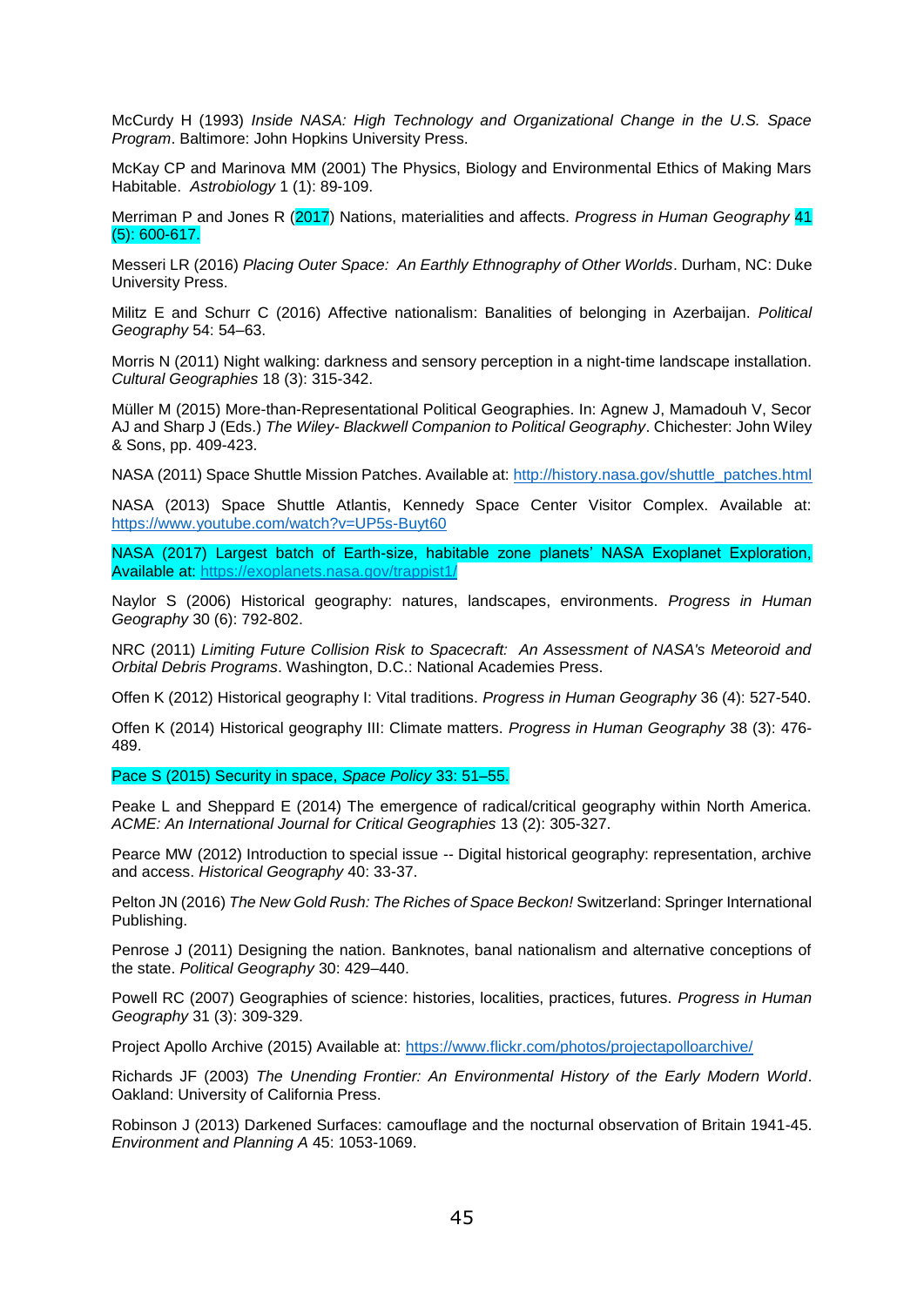McCurdy H (1993) *Inside NASA: High Technology and Organizational Change in the U.S. Space Program*. Baltimore: John Hopkins University Press.

McKay CP and Marinova MM (2001) The Physics, Biology and Environmental Ethics of Making Mars Habitable. *Astrobiology* 1 (1): 89-109.

Merriman P and Jones R (2017) Nations, materialities and affects. *Progress in Human Geography* 41 (5): 600-617.

Messeri LR (2016) *Placing Outer Space: An Earthly Ethnography of Other Worlds*. Durham, NC: Duke University Press.

Militz E and Schurr C (2016) Affective nationalism: Banalities of belonging in Azerbaijan. *Political Geography* 54: 54–63.

Morris N (2011) Night walking: darkness and sensory perception in a night-time landscape installation. *Cultural Geographies* 18 (3): 315-342.

Müller M (2015) More-than-Representational Political Geographies. In: Agnew J, Mamadouh V, Secor AJ and Sharp J (Eds.) *The Wiley- Blackwell Companion to Political Geography*. Chichester: John Wiley & Sons, pp. 409-423.

NASA (2011) Space Shuttle Mission Patches. Available at: http://history.nasa.gov/shuttle_patches.html

NASA (2013) Space Shuttle Atlantis, Kennedy Space Center Visitor Complex. Available at: https://www.youtube.com/watch?v=UP5s-Buyt60

NASA (2017) Largest batch of Earth-size, habitable zone planets' NASA Exoplanet Exploration, Available at: https://exoplanets.nasa.gov/trappist1/

Naylor S (2006) Historical geography: natures, landscapes, environments. *Progress in Human Geography* 30 (6): 792-802.

NRC (2011) *Limiting Future Collision Risk to Spacecraft: An Assessment of NASA's Meteoroid and Orbital Debris Programs*. Washington, D.C.: National Academies Press.

Offen K (2012) Historical geography I: Vital traditions. *Progress in Human Geography* 36 (4): 527-540.

Offen K (2014) Historical geography III: Climate matters. *Progress in Human Geography* 38 (3): 476-489.

Pace S (2015) Security in space, *Space Policy* 33: 51–55.

Peake L and Sheppard E (2014) The emergence of radical/critical geography within North America. *ACME: An International Journal for Critical Geographies* 13 (2): 305-327.

Pearce MW (2012) Introduction to special issue -- Digital historical geography: representation, archive and access. *Historical Geography* 40: 33-37.

Pelton JN (2016) *The New Gold Rush: The Riches of Space Beckon!* Switzerland: Springer International Publishing.

Penrose J (2011) Designing the nation. Banknotes, banal nationalism and alternative conceptions of the state. *Political Geography* 30: 429–440.

Powell RC (2007) Geographies of science: histories, localities, practices, futures. *Progress in Human Geography* 31 (3): 309-329.

Project Apollo Archive (2015) Available at: https://www.flickr.com/photos/projectapolloarchive/

Richards JF (2003) *The Unending Frontier: An Environmental History of the Early Modern World*. Oakland: University of California Press.

Robinson J (2013) Darkened Surfaces: camouflage and the nocturnal observation of Britain 1941-45. *Environment and Planning A* 45: 1053-1069.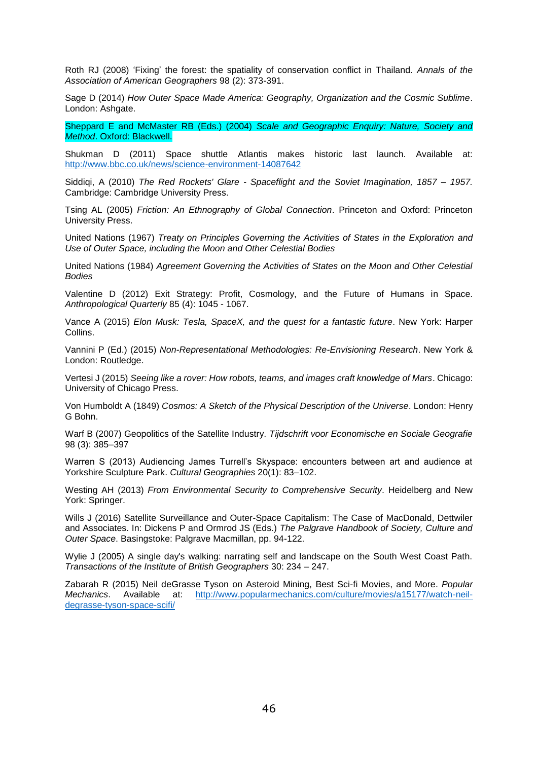Roth RJ (2008) 'Fixing' the forest: the spatiality of conservation conflict in Thailand. *Annals of the Association of American Geographers* 98 (2): 373-391.

Sage D (2014) *How Outer Space Made America: Geography, Organization and the Cosmic Sublime*. London: Ashgate.

Sheppard E and McMaster RB (Eds.) (2004) *Scale and Geographic Enquiry: Nature, Society and Method*. Oxford: Blackwell.

Shukman D (2011) Space shuttle Atlantis makes historic last launch. Available at: http://www.bbc.co.uk/news/science-environment-14087642

Siddiqi, A (2010) *The Red Rockets' Glare - Spaceflight and the Soviet Imagination, 1857 – 1957.* Cambridge: Cambridge University Press.

Tsing AL (2005) *Friction: An Ethnography of Global Connection*. Princeton and Oxford: Princeton University Press.

United Nations (1967) *Treaty on Principles Governing the Activities of States in the Exploration and Use of Outer Space, including the Moon and Other Celestial Bodies*

United Nations (1984) *Agreement Governing the Activities of States on the Moon and Other Celestial Bodies*

Valentine D (2012) Exit Strategy: Profit, Cosmology, and the Future of Humans in Space. *Anthropological Quarterly* 85 (4): 1045 - 1067.

Vance A (2015) *Elon Musk: Tesla, SpaceX, and the quest for a fantastic future*. New York: Harper Collins.

Vannini P (Ed.) (2015) *Non-Representational Methodologies: Re-Envisioning Research*. New York & London: Routledge.

Vertesi J (2015) *Seeing like a rover: How robots, teams, and images craft knowledge of Mars*. Chicago: University of Chicago Press.

Von Humboldt A (1849) *Cosmos: A Sketch of the Physical Description of the Universe*. London: Henry G Bohn.

Warf B (2007) Geopolitics of the Satellite Industry. *Tijdschrift voor Economische en Sociale Geografie* 98 (3): 385–397

Warren S (2013) Audiencing James Turrell's Skyspace: encounters between art and audience at Yorkshire Sculpture Park. *Cultural Geographies* 20(1): 83–102.

Westing AH (2013) *From Environmental Security to Comprehensive Security*. Heidelberg and New York: Springer.

Wills J (2016) Satellite Surveillance and Outer-Space Capitalism: The Case of MacDonald, Dettwiler and Associates. In: Dickens P and Ormrod JS (Eds.) *The Palgrave Handbook of Society, Culture and Outer Space*. Basingstoke: Palgrave Macmillan, pp. 94-122.

Wylie J (2005) A single day's walking: narrating self and landscape on the South West Coast Path. *Transactions of the Institute of British Geographers* 30: 234 – 247.

Zabarah R (2015) Neil deGrasse Tyson on Asteroid Mining, Best Sci-fi Movies, and More. *Popular Mechanics*. Available at: http://www.popularmechanics.com/culture/movies/a15177/watch-neil-degrasse-tyson-space-scifi/